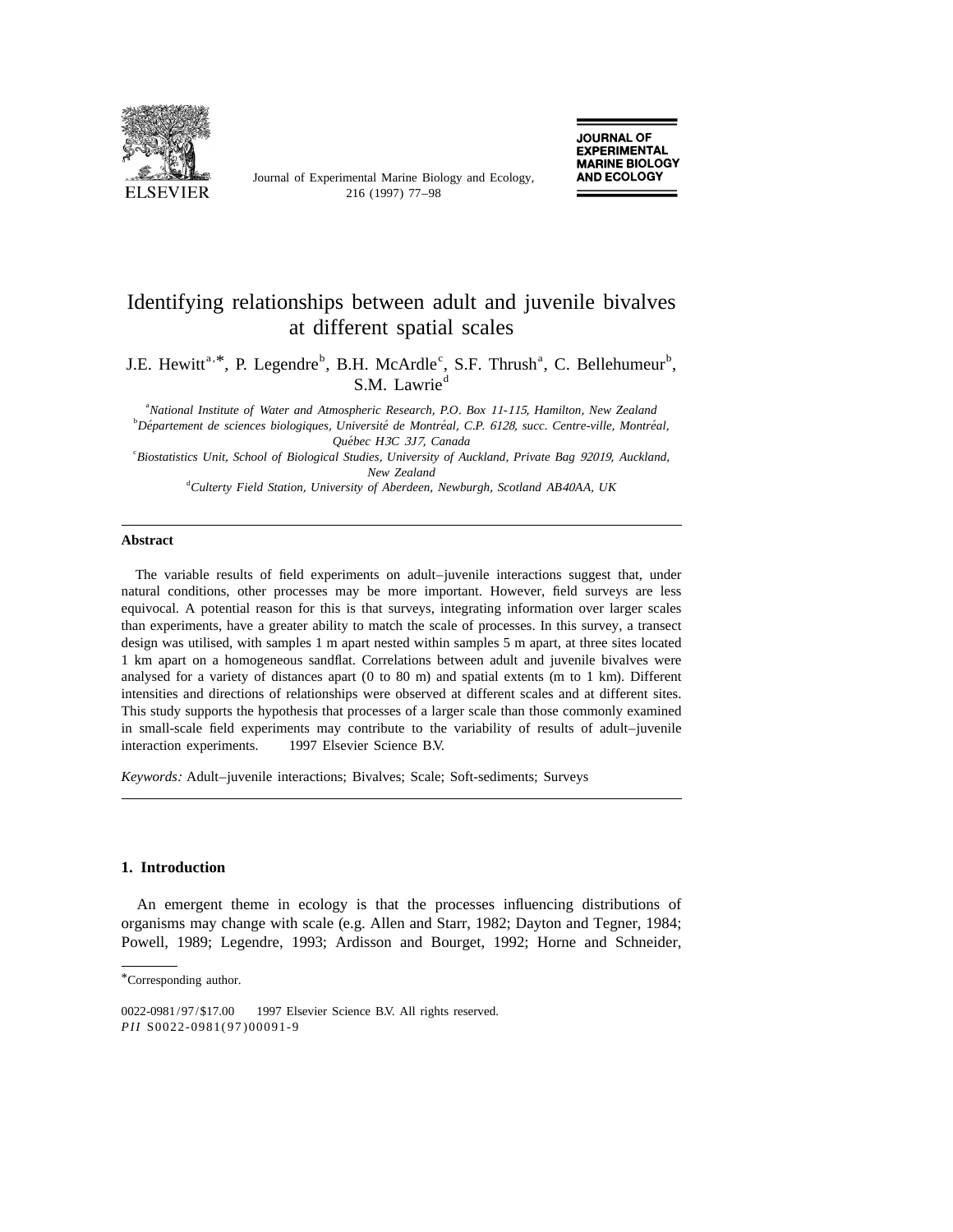# Identifying relationships between adult and juvenile bivalves at different spatial scales

J.E. Hewitt[a,*], P. Legendre[b], B.H. McArdle[c], S.F. Thrush[a], C. Bellehumeur[b], S.M. Lawrie[d]

[a]*National Institute of Water and Atmospheric Research, P.O. Box 11-115, Hamilton, New Zealand*
[b]*Département de sciences biologiques, Université de Montréal, C.P. 6128, succ. Centre-ville, Montréal, Québec H3C 3J7, Canada*
[c]*Biostatistics Unit, School of Biological Studies, University of Auckland, Private Bag 92019, Auckland, New Zealand*
[d]*Culterty Field Station, University of Aberdeen, Newburgh, Scotland AB40AA, UK*

---

**Abstract**

The variable results of field experiments on adult–juvenile interactions suggest that, under natural conditions, other processes may be more important. However, field surveys are less equivocal. A potential reason for this is that surveys, integrating information over larger scales than experiments, have a greater ability to match the scale of processes. In this survey, a transect design was utilised, with samples 1 m apart nested within samples 5 m apart, at three sites located 1 km apart on a homogeneous sandflat. Correlations between adult and juvenile bivalves were analysed for a variety of distances apart (0 to 80 m) and spatial extents (m to 1 km). Different intensities and directions of relationships were observed at different scales and at different sites. This study supports the hypothesis that processes of a larger scale than those commonly examined in small-scale field experiments may contribute to the variability of results of adult–juvenile interaction experiments. © 1997 Elsevier Science B.V.

*Keywords:* Adult–juvenile interactions; Bivalves; Scale; Soft-sediments; Surveys

---

## 1. Introduction

An emergent theme in ecology is that the processes influencing distributions of organisms may change with scale (e.g. Allen and Starr, 1982; Dayton and Tegner, 1984; Powell, 1989; Legendre, 1993; Ardisson and Bourget, 1992; Horne and Schneider,

---

*Corresponding author.

0022-0981/97/$17.00 © 1997 Elsevier Science B.V. All rights reserved.
*PII* S0022-0981(97)00091-9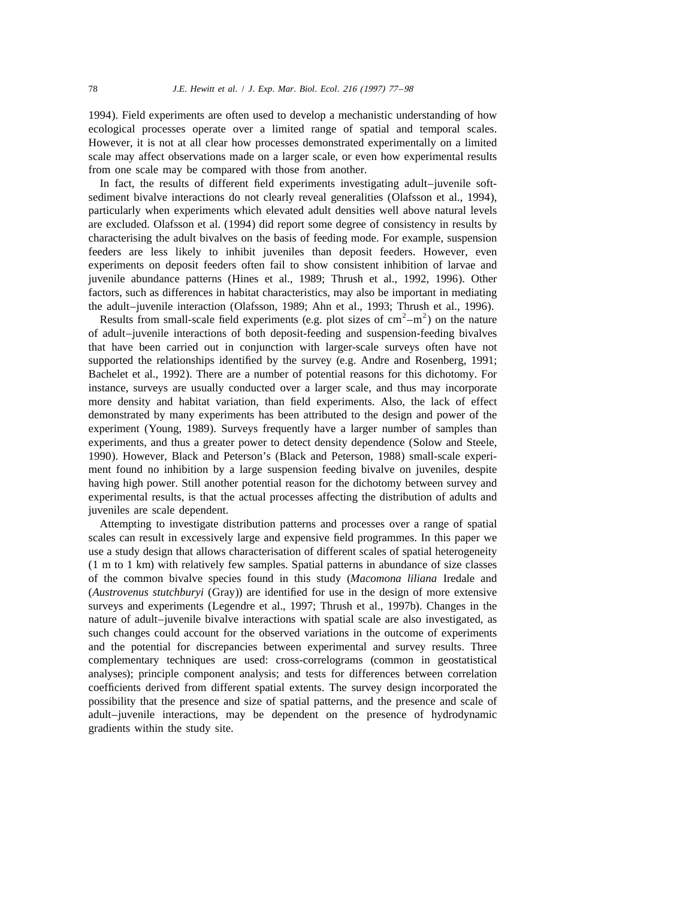1994). Field experiments are often used to develop a mechanistic understanding of how ecological processes operate over a limited range of spatial and temporal scales. However, it is not at all clear how processes demonstrated experimentally on a limited scale may affect observations made on a larger scale, or even how experimental results from one scale may be compared with those from another.

In fact, the results of different field experiments investigating adult–juvenile soft-sediment bivalve interactions do not clearly reveal generalities (Olafsson et al., 1994), particularly when experiments which elevated adult densities well above natural levels are excluded. Olafsson et al. (1994) did report some degree of consistency in results by characterising the adult bivalves on the basis of feeding mode. For example, suspension feeders are less likely to inhibit juveniles than deposit feeders. However, even experiments on deposit feeders often fail to show consistent inhibition of larvae and juvenile abundance patterns (Hines et al., 1989; Thrush et al., 1992, 1996). Other factors, such as differences in habitat characteristics, may also be important in mediating the adult–juvenile interaction (Olafsson, 1989; Ahn et al., 1993; Thrush et al., 1996).

Results from small-scale field experiments (e.g. plot sizes of $cm^2$–$m^2$) on the nature of adult–juvenile interactions of both deposit-feeding and suspension-feeding bivalves that have been carried out in conjunction with larger-scale surveys often have not supported the relationships identified by the survey (e.g. Andre and Rosenberg, 1991; Bachelet et al., 1992). There are a number of potential reasons for this dichotomy. For instance, surveys are usually conducted over a larger scale, and thus may incorporate more density and habitat variation, than field experiments. Also, the lack of effect demonstrated by many experiments has been attributed to the design and power of the experiment (Young, 1989). Surveys frequently have a larger number of samples than experiments, and thus a greater power to detect density dependence (Solow and Steele, 1990). However, Black and Peterson's (Black and Peterson, 1988) small-scale experiment found no inhibition by a large suspension feeding bivalve on juveniles, despite having high power. Still another potential reason for the dichotomy between survey and experimental results, is that the actual processes affecting the distribution of adults and juveniles are scale dependent.

Attempting to investigate distribution patterns and processes over a range of spatial scales can result in excessively large and expensive field programmes. In this paper we use a study design that allows characterisation of different scales of spatial heterogeneity (1 m to 1 km) with relatively few samples. Spatial patterns in abundance of size classes of the common bivalve species found in this study (*Macomona liliana* Iredale and (*Austrovenus stutchburyi* (Gray)) are identified for use in the design of more extensive surveys and experiments (Legendre et al., 1997; Thrush et al., 1997b). Changes in the nature of adult–juvenile bivalve interactions with spatial scale are also investigated, as such changes could account for the observed variations in the outcome of experiments and the potential for discrepancies between experimental and survey results. Three complementary techniques are used: cross-correlograms (common in geostatistical analyses); principle component analysis; and tests for differences between correlation coefficients derived from different spatial extents. The survey design incorporated the possibility that the presence and size of spatial patterns, and the presence and scale of adult–juvenile interactions, may be dependent on the presence of hydrodynamic gradients within the study site.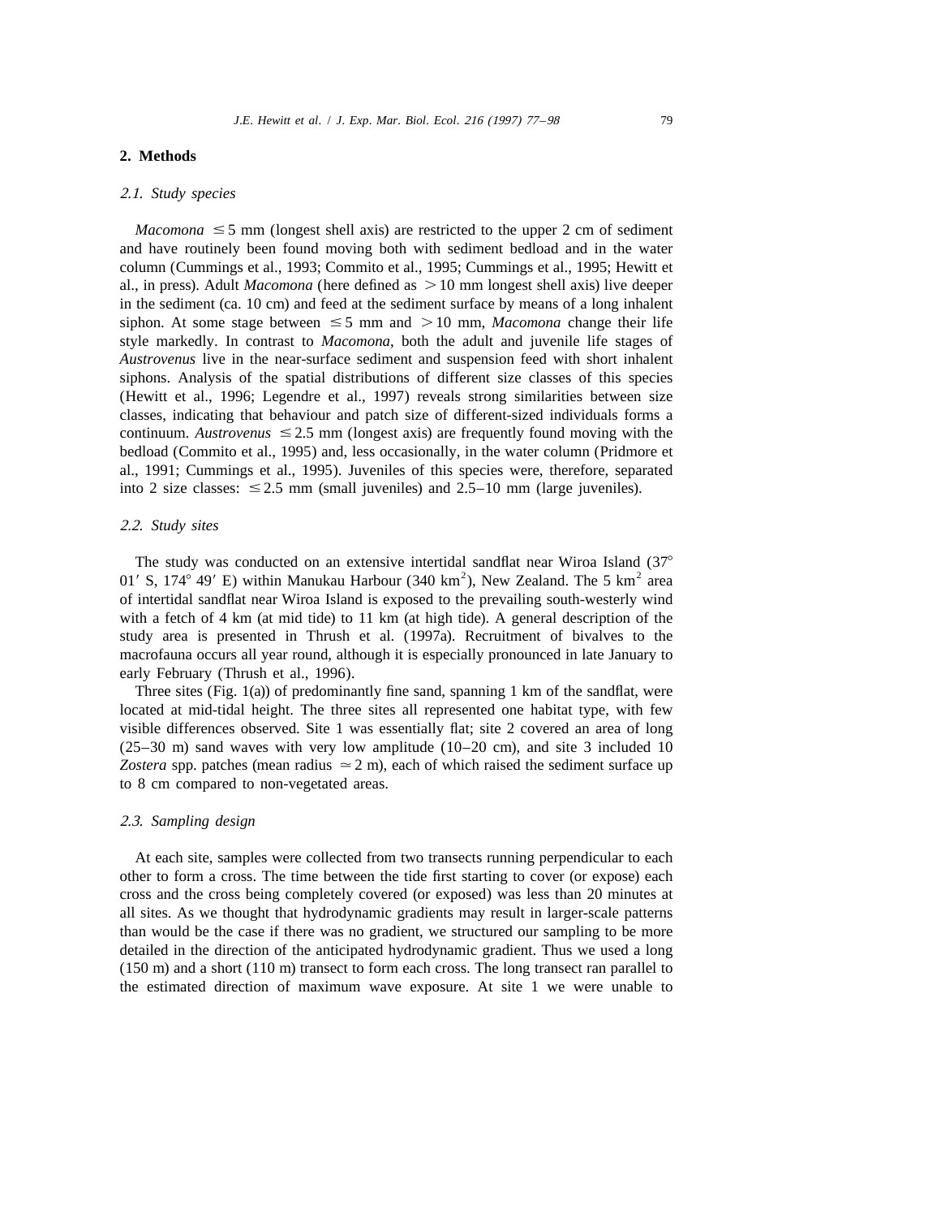## 2. Methods

### 2.1. Study species

*Macomona* $\leq 5$ mm (longest shell axis) are restricted to the upper 2 cm of sediment and have routinely been found moving both with sediment bedload and in the water column (Cummings et al., 1993; Commito et al., 1995; Cummings et al., 1995; Hewitt et al., in press). Adult *Macomona* (here defined as $>10$ mm longest shell axis) live deeper in the sediment (ca. 10 cm) and feed at the sediment surface by means of a long inhalent siphon. At some stage between $\leq 5$ mm and $>10$ mm, *Macomona* change their life style markedly. In contrast to *Macomona*, both the adult and juvenile life stages of *Austrovenus* live in the near-surface sediment and suspension feed with short inhalent siphons. Analysis of the spatial distributions of different size classes of this species (Hewitt et al., 1996; Legendre et al., 1997) reveals strong similarities between size classes, indicating that behaviour and patch size of different-sized individuals forms a continuum. *Austrovenus* $\leq 2.5$ mm (longest axis) are frequently found moving with the bedload (Commito et al., 1995) and, less occasionally, in the water column (Pridmore et al., 1991; Cummings et al., 1995). Juveniles of this species were, therefore, separated into 2 size classes: $\leq 2.5$ mm (small juveniles) and 2.5–10 mm (large juveniles).

### 2.2. Study sites

The study was conducted on an extensive intertidal sandflat near Wiroa Island (37° 01′ S, 174° 49′ E) within Manukau Harbour (340 $km^2$), New Zealand. The 5 $km^2$ area of intertidal sandflat near Wiroa Island is exposed to the prevailing south-westerly wind with a fetch of 4 km (at mid tide) to 11 km (at high tide). A general description of the study area is presented in Thrush et al. (1997a). Recruitment of bivalves to the macrofauna occurs all year round, although it is especially pronounced in late January to early February (Thrush et al., 1996).

Three sites (Fig. 1(a)) of predominantly fine sand, spanning 1 km of the sandflat, were located at mid-tidal height. The three sites all represented one habitat type, with few visible differences observed. Site 1 was essentially flat; site 2 covered an area of long (25–30 m) sand waves with very low amplitude (10–20 cm), and site 3 included 10 *Zostera* spp. patches (mean radius $\simeq 2$ m), each of which raised the sediment surface up to 8 cm compared to non-vegetated areas.

### 2.3. Sampling design

At each site, samples were collected from two transects running perpendicular to each other to form a cross. The time between the tide first starting to cover (or expose) each cross and the cross being completely covered (or exposed) was less than 20 minutes at all sites. As we thought that hydrodynamic gradients may result in larger-scale patterns than would be the case if there was no gradient, we structured our sampling to be more detailed in the direction of the anticipated hydrodynamic gradient. Thus we used a long (150 m) and a short (110 m) transect to form each cross. The long transect ran parallel to the estimated direction of maximum wave exposure. At site 1 we were unable to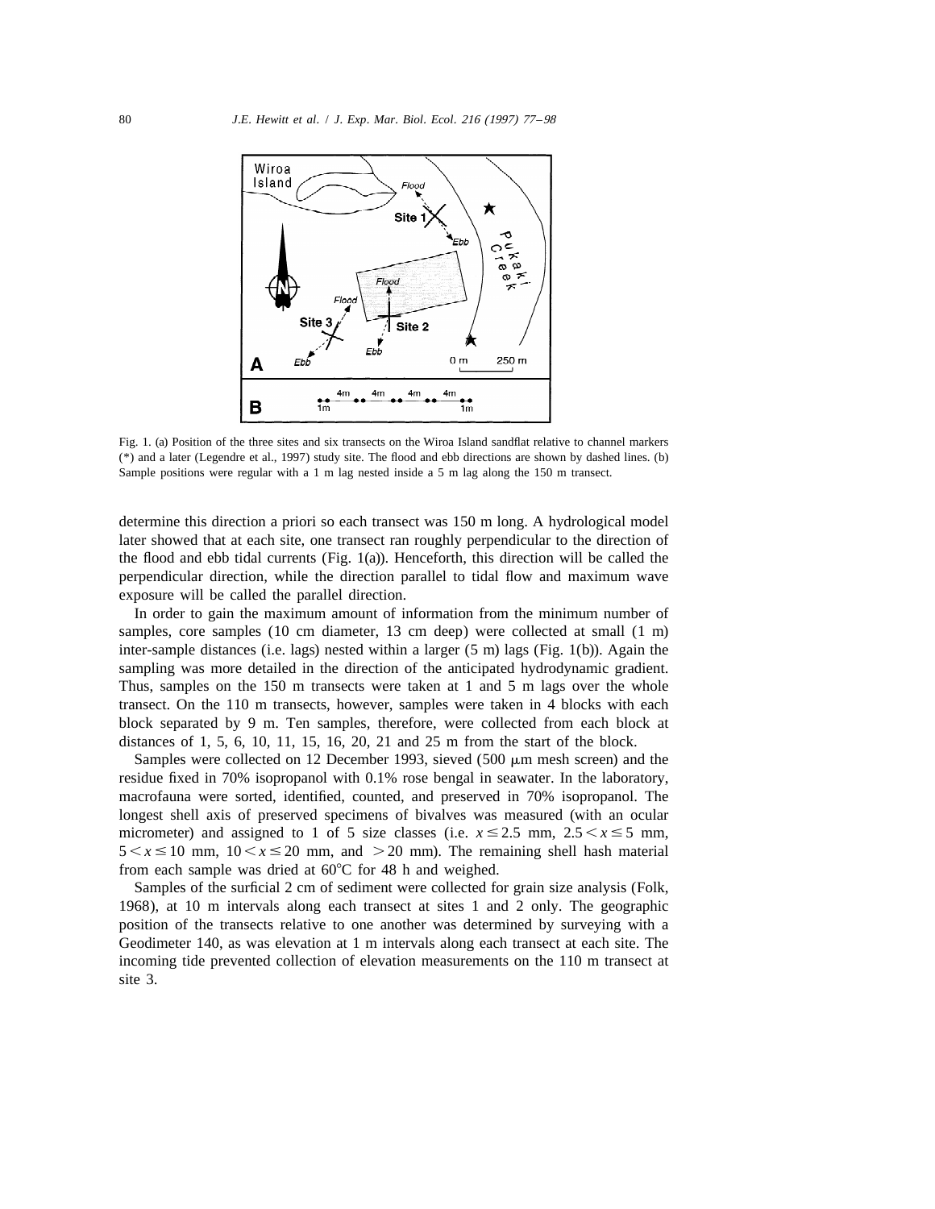Fig. 1. (a) Position of the three sites and six transects on the Wiroa Island sandflat relative to channel markers (*) and a later (Legendre et al., 1997) study site. The flood and ebb directions are shown by dashed lines. (b) Sample positions were regular with a 1 m lag nested inside a 5 m lag along the 150 m transect.

determine this direction a priori so each transect was 150 m long. A hydrological model later showed that at each site, one transect ran roughly perpendicular to the direction of the flood and ebb tidal currents (Fig. 1(a)). Henceforth, this direction will be called the perpendicular direction, while the direction parallel to tidal flow and maximum wave exposure will be called the parallel direction.

In order to gain the maximum amount of information from the minimum number of samples, core samples (10 cm diameter, 13 cm deep) were collected at small (1 m) inter-sample distances (i.e. lags) nested within a larger (5 m) lags (Fig. 1(b)). Again the sampling was more detailed in the direction of the anticipated hydrodynamic gradient. Thus, samples on the 150 m transects were taken at 1 and 5 m lags over the whole transect. On the 110 m transects, however, samples were taken in 4 blocks with each block separated by 9 m. Ten samples, therefore, were collected from each block at distances of 1, 5, 6, 10, 11, 15, 16, 20, 21 and 25 m from the start of the block.

Samples were collected on 12 December 1993, sieved (500 μm mesh screen) and the residue fixed in 70% isopropanol with 0.1% rose bengal in seawater. In the laboratory, macrofauna were sorted, identified, counted, and preserved in 70% isopropanol. The longest shell axis of preserved specimens of bivalves was measured (with an ocular micrometer) and assigned to 1 of 5 size classes (i.e. $x \leq 2.5$ mm, $2.5 < x \leq 5$ mm, $5 < x \leq 10$ mm, $10 < x \leq 20$ mm, and $> 20$ mm). The remaining shell hash material from each sample was dried at 60°C for 48 h and weighed.

Samples of the surficial 2 cm of sediment were collected for grain size analysis (Folk, 1968), at 10 m intervals along each transect at sites 1 and 2 only. The geographic position of the transects relative to one another was determined by surveying with a Geodimeter 140, as was elevation at 1 m intervals along each transect at each site. The incoming tide prevented collection of elevation measurements on the 110 m transect at site 3.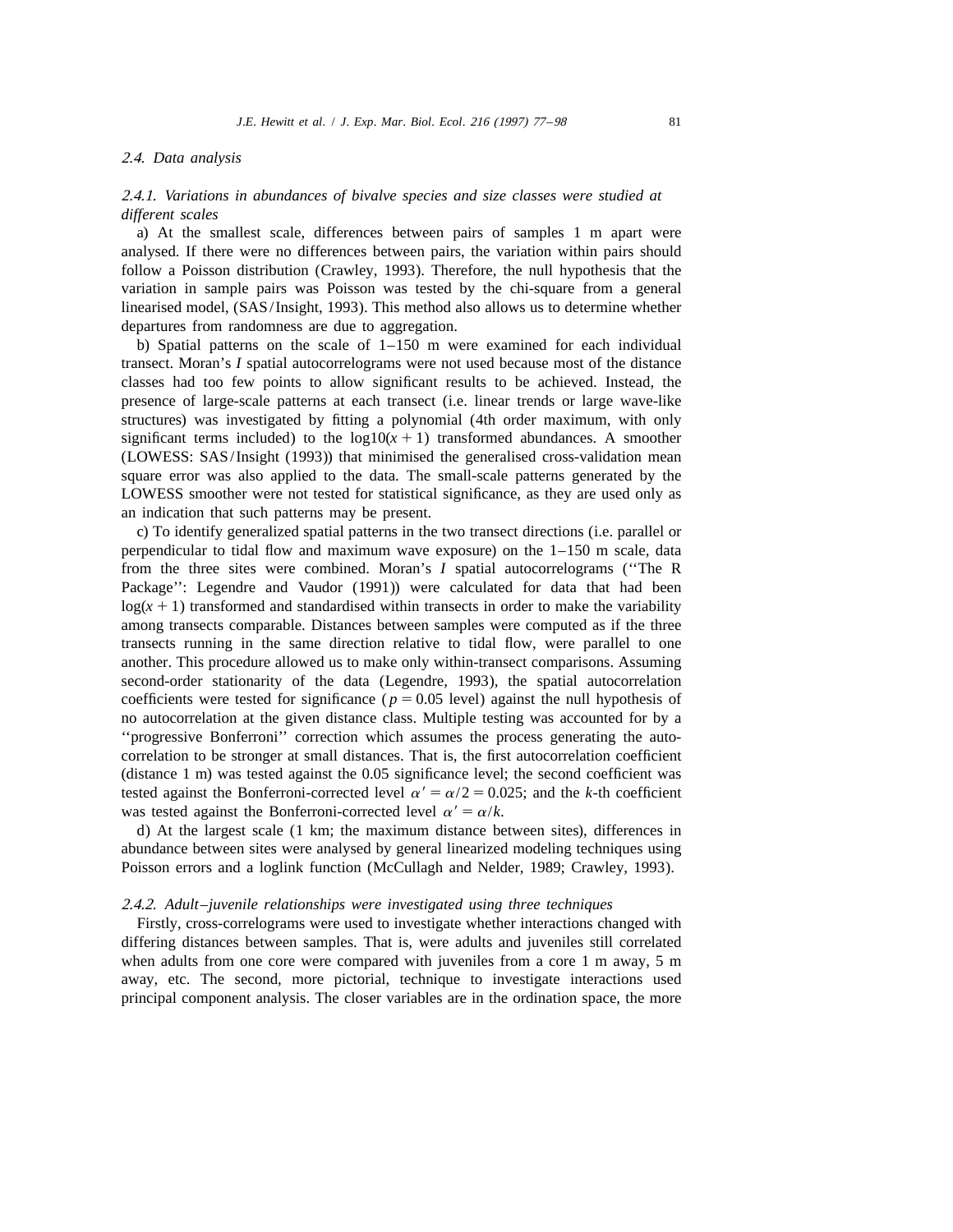### *2.4. Data analysis*

#### *2.4.1. Variations in abundances of bivalve species and size classes were studied at different scales*

a) At the smallest scale, differences between pairs of samples 1 m apart were analysed. If there were no differences between pairs, the variation within pairs should follow a Poisson distribution (Crawley, 1993). Therefore, the null hypothesis that the variation in sample pairs was Poisson was tested by the chi-square from a general linearised model, (SAS/Insight, 1993). This method also allows us to determine whether departures from randomness are due to aggregation.

b) Spatial patterns on the scale of 1–150 m were examined for each individual transect. Moran's *I* spatial autocorrelograms were not used because most of the distance classes had too few points to allow significant results to be achieved. Instead, the presence of large-scale patterns at each transect (i.e. linear trends or large wave-like structures) was investigated by fitting a polynomial (4th order maximum, with only significant terms included) to the $\log10(x + 1)$ transformed abundances. A smoother (LOWESS: SAS/Insight (1993)) that minimised the generalised cross-validation mean square error was also applied to the data. The small-scale patterns generated by the LOWESS smoother were not tested for statistical significance, as they are used only as an indication that such patterns may be present.

c) To identify generalized spatial patterns in the two transect directions (i.e. parallel or perpendicular to tidal flow and maximum wave exposure) on the 1–150 m scale, data from the three sites were combined. Moran's *I* spatial autocorrelograms (''The R Package'': Legendre and Vaudor (1991)) were calculated for data that had been $\log(x + 1)$ transformed and standardised within transects in order to make the variability among transects comparable. Distances between samples were computed as if the three transects running in the same direction relative to tidal flow, were parallel to one another. This procedure allowed us to make only within-transect comparisons. Assuming second-order stationarity of the data (Legendre, 1993), the spatial autocorrelation coefficients were tested for significance ($p = 0.05$ level) against the null hypothesis of no autocorrelation at the given distance class. Multiple testing was accounted for by a ''progressive Bonferroni'' correction which assumes the process generating the autocorrelation to be stronger at small distances. That is, the first autocorrelation coefficient (distance 1 m) was tested against the 0.05 significance level; the second coefficient was tested against the Bonferroni-corrected level $\alpha' = \alpha/2 = 0.025$; and the *k*-th coefficient was tested against the Bonferroni-corrected level $\alpha' = \alpha/k$.

d) At the largest scale (1 km; the maximum distance between sites), differences in abundance between sites were analysed by general linearized modeling techniques using Poisson errors and a loglink function (McCullagh and Nelder, 1989; Crawley, 1993).

#### *2.4.2. Adult–juvenile relationships were investigated using three techniques*

Firstly, cross-correlograms were used to investigate whether interactions changed with differing distances between samples. That is, were adults and juveniles still correlated when adults from one core were compared with juveniles from a core 1 m away, 5 m away, etc. The second, more pictorial, technique to investigate interactions used principal component analysis. The closer variables are in the ordination space, the more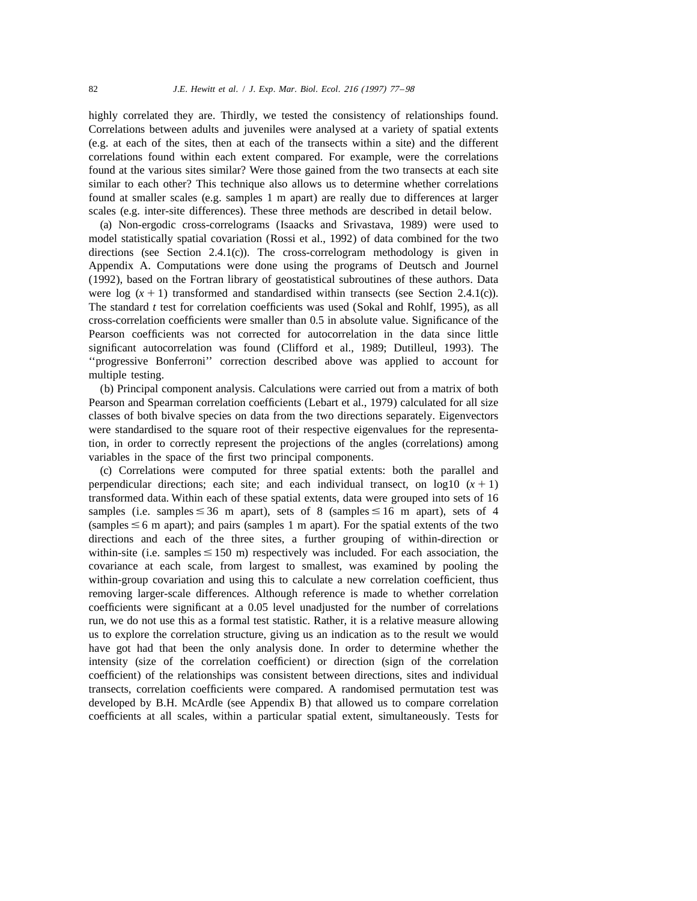highly correlated they are. Thirdly, we tested the consistency of relationships found. Correlations between adults and juveniles were analysed at a variety of spatial extents (e.g. at each of the sites, then at each of the transects within a site) and the different correlations found within each extent compared. For example, were the correlations found at the various sites similar? Were those gained from the two transects at each site similar to each other? This technique also allows us to determine whether correlations found at smaller scales (e.g. samples 1 m apart) are really due to differences at larger scales (e.g. inter-site differences). These three methods are described in detail below.

(a) Non-ergodic cross-correlograms (Isaacks and Srivastava, 1989) were used to model statistically spatial covariation (Rossi et al., 1992) of data combined for the two directions (see Section 2.4.1(c)). The cross-correlogram methodology is given in Appendix A. Computations were done using the programs of Deutsch and Journel (1992), based on the Fortran library of geostatistical subroutines of these authors. Data were log $(x+1)$ transformed and standardised within transects (see Section 2.4.1(c)). The standard *t* test for correlation coefficients was used (Sokal and Rohlf, 1995), as all cross-correlation coefficients were smaller than 0.5 in absolute value. Significance of the Pearson coefficients was not corrected for autocorrelation in the data since little significant autocorrelation was found (Clifford et al., 1989; Dutilleul, 1993). The ''progressive Bonferroni'' correction described above was applied to account for multiple testing.

(b) Principal component analysis. Calculations were carried out from a matrix of both Pearson and Spearman correlation coefficients (Lebart et al., 1979) calculated for all size classes of both bivalve species on data from the two directions separately. Eigenvectors were standardised to the square root of their respective eigenvalues for the representation, in order to correctly represent the projections of the angles (correlations) among variables in the space of the first two principal components.

(c) Correlations were computed for three spatial extents: both the parallel and perpendicular directions; each site; and each individual transect, on log10 $(x+1)$ transformed data. Within each of these spatial extents, data were grouped into sets of 16 samples (i.e. samples $\leq 36$ m apart), sets of 8 (samples $\leq 16$ m apart), sets of 4 (samples $\leq 6$ m apart); and pairs (samples 1 m apart). For the spatial extents of the two directions and each of the three sites, a further grouping of within-direction or within-site (i.e. samples $\leq 150$ m) respectively was included. For each association, the covariance at each scale, from largest to smallest, was examined by pooling the within-group covariation and using this to calculate a new correlation coefficient, thus removing larger-scale differences. Although reference is made to whether correlation coefficients were significant at a 0.05 level unadjusted for the number of correlations run, we do not use this as a formal test statistic. Rather, it is a relative measure allowing us to explore the correlation structure, giving us an indication as to the result we would have got had that been the only analysis done. In order to determine whether the intensity (size of the correlation coefficient) or direction (sign of the correlation coefficient) of the relationships was consistent between directions, sites and individual transects, correlation coefficients were compared. A randomised permutation test was developed by B.H. McArdle (see Appendix B) that allowed us to compare correlation coefficients at all scales, within a particular spatial extent, simultaneously. Tests for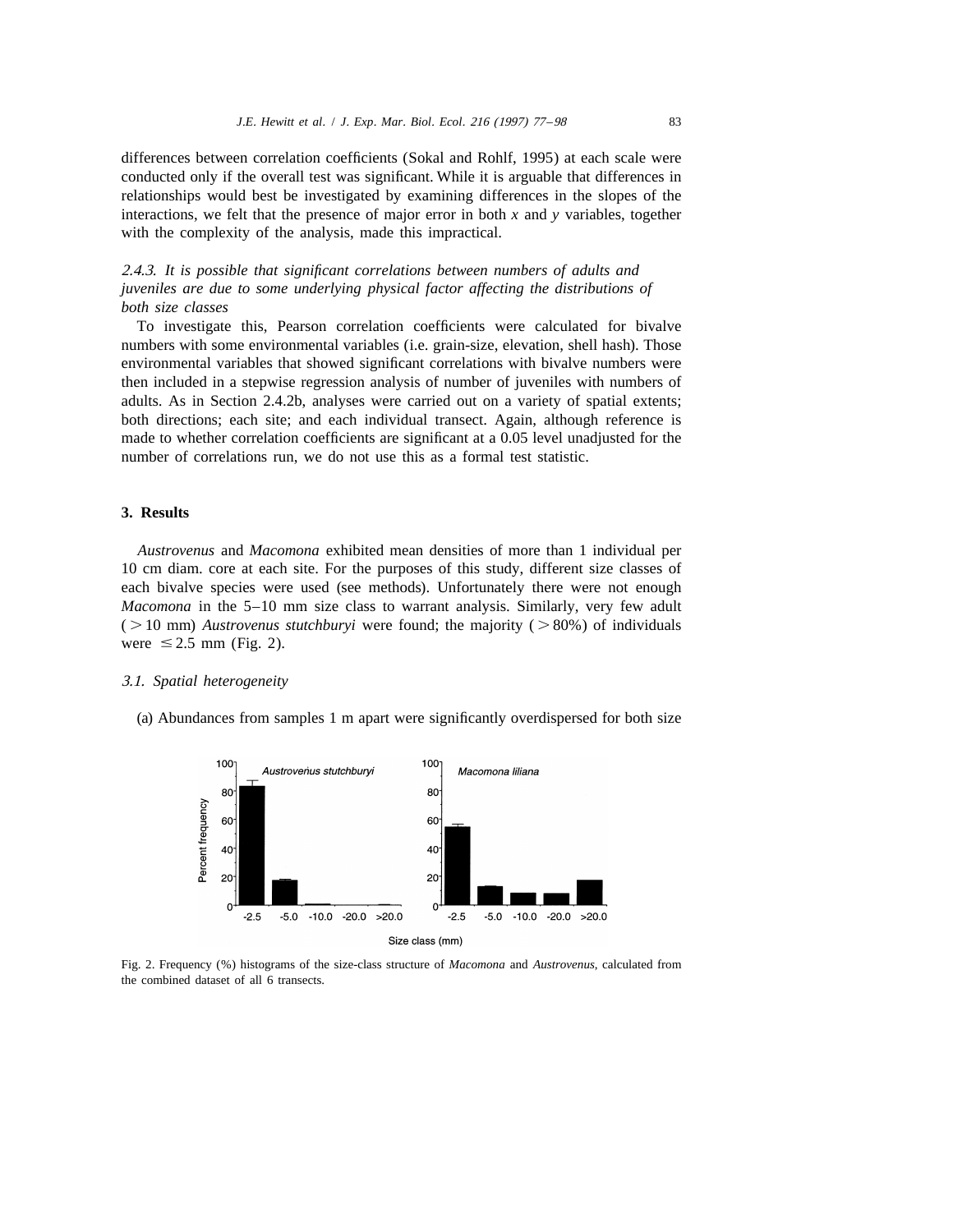differences between correlation coefficients (Sokal and Rohlf, 1995) at each scale were conducted only if the overall test was significant. While it is arguable that differences in relationships would best be investigated by examining differences in the slopes of the interactions, we felt that the presence of major error in both $x$ and $y$ variables, together with the complexity of the analysis, made this impractical.

### *2.4.3. It is possible that significant correlations between numbers of adults and juveniles are due to some underlying physical factor affecting the distributions of both size classes*

To investigate this, Pearson correlation coefficients were calculated for bivalve numbers with some environmental variables (i.e. grain-size, elevation, shell hash). Those environmental variables that showed significant correlations with bivalve numbers were then included in a stepwise regression analysis of number of juveniles with numbers of adults. As in Section 2.4.2b, analyses were carried out on a variety of spatial extents; both directions; each site; and each individual transect. Again, although reference is made to whether correlation coefficients are significant at a 0.05 level unadjusted for the number of correlations run, we do not use this as a formal test statistic.

## 3. Results

*Austrovenus* and *Macomona* exhibited mean densities of more than 1 individual per 10 cm diam. core at each site. For the purposes of this study, different size classes of each bivalve species were used (see methods). Unfortunately there were not enough *Macomona* in the 5–10 mm size class to warrant analysis. Similarly, very few adult ($>10$ mm) *Austrovenus stutchburyi* were found; the majority ($>80\%$) of individuals were $\leq 2.5$ mm (Fig. 2).

### *3.1. Spatial heterogeneity*

(a) Abundances from samples 1 m apart were significantly overdispersed for both size

Fig. 2. Frequency (%) histograms of the size-class structure of *Macomona* and *Austrovenus*, calculated from the combined dataset of all 6 transects.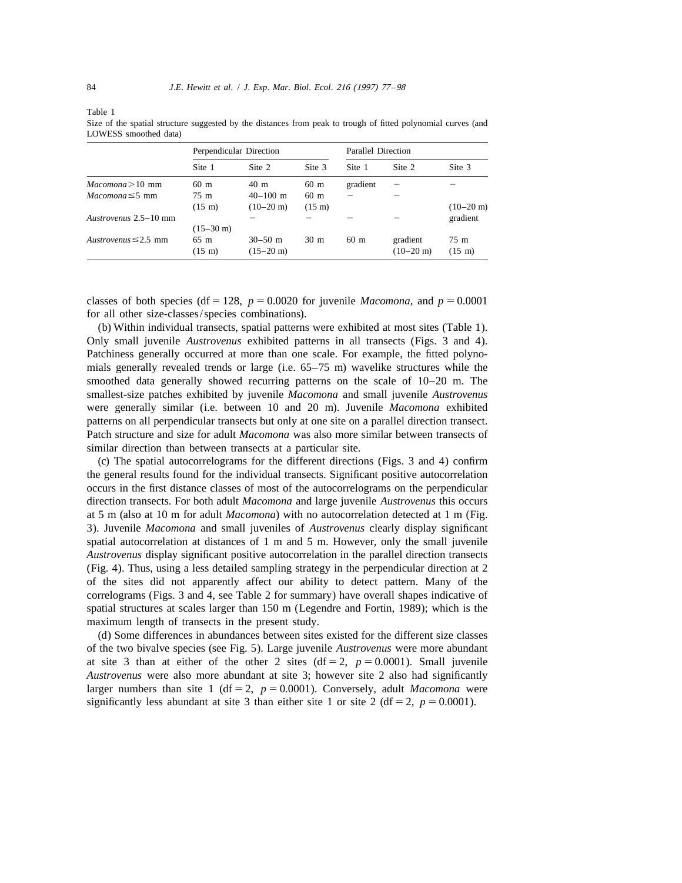Table 1

Size of the spatial structure suggested by the distances from peak to trough of fitted polynomial curves (and LOWESS smoothed data)

| | Perpendicular Direction | | | Parallel Direction | | |
|---|---|---|---|---|---|---|
| | Site 1 | Site 2 | Site 3 | Site 1 | Site 2 | Site 3 |
| *Macomona* > 10 mm | 60 m | 40 m | 60 m | gradient | – | – |
| *Macomona* ≤ 5 mm | 75 m (15 m) | 40–100 m (10–20 m) | 60 m (15 m) | – | – | (10–20 m) |
| *Austrovenus* 2.5–10 mm | (15–30 m) | – | – | – | – | gradient |
| *Austrovenus* ≤ 2.5 mm | 65 m (15 m) | 30–50 m (15–20 m) | 30 m | 60 m | gradient (10–20 m) | 75 m (15 m) |

classes of both species (df = 128, $p = 0.0020$ for juvenile *Macomona*, and $p = 0.0001$ for all other size-classes/species combinations).

(b) Within individual transects, spatial patterns were exhibited at most sites (Table 1). Only small juvenile *Austrovenus* exhibited patterns in all transects (Figs. 3 and 4). Patchiness generally occurred at more than one scale. For example, the fitted polynomials generally revealed trends or large (i.e. 65–75 m) wavelike structures while the smoothed data generally showed recurring patterns on the scale of 10–20 m. The smallest-size patches exhibited by juvenile *Macomona* and small juvenile *Austrovenus* were generally similar (i.e. between 10 and 20 m). Juvenile *Macomona* exhibited patterns on all perpendicular transects but only at one site on a parallel direction transect. Patch structure and size for adult *Macomona* was also more similar between transects of similar direction than between transects at a particular site.

(c) The spatial autocorrelograms for the different directions (Figs. 3 and 4) confirm the general results found for the individual transects. Significant positive autocorrelation occurs in the first distance classes of most of the autocorrelograms on the perpendicular direction transects. For both adult *Macomona* and large juvenile *Austrovenus* this occurs at 5 m (also at 10 m for adult *Macomona*) with no autocorrelation detected at 1 m (Fig. 3). Juvenile *Macomona* and small juveniles of *Austrovenus* clearly display significant spatial autocorrelation at distances of 1 m and 5 m. However, only the small juvenile *Austrovenus* display significant positive autocorrelation in the parallel direction transects (Fig. 4). Thus, using a less detailed sampling strategy in the perpendicular direction at 2 of the sites did not apparently affect our ability to detect pattern. Many of the correlograms (Figs. 3 and 4, see Table 2 for summary) have overall shapes indicative of spatial structures at scales larger than 150 m (Legendre and Fortin, 1989); which is the maximum length of transects in the present study.

(d) Some differences in abundances between sites existed for the different size classes of the two bivalve species (see Fig. 5). Large juvenile *Austrovenus* were more abundant at site 3 than at either of the other 2 sites (df = 2, $p = 0.0001$). Small juvenile *Austrovenus* were also more abundant at site 3; however site 2 also had significantly larger numbers than site 1 (df = 2, $p = 0.0001$). Conversely, adult *Macomona* were significantly less abundant at site 3 than either site 1 or site 2 (df = 2, $p = 0.0001$).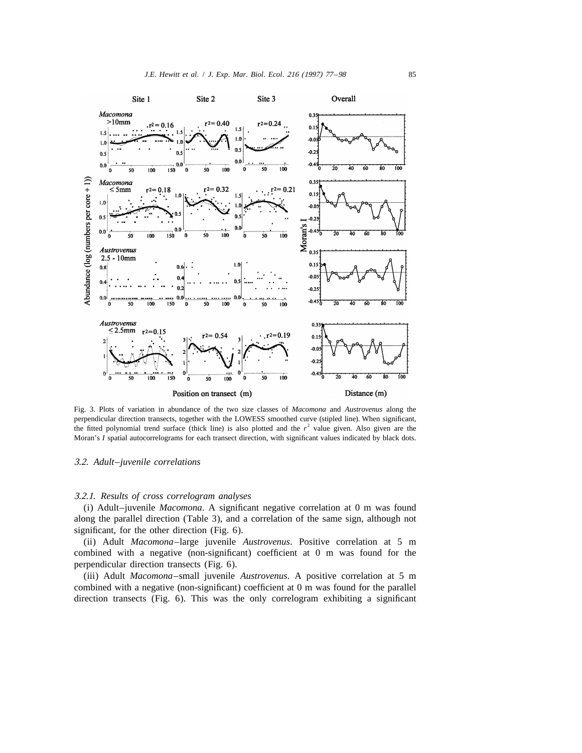Fig. 3. Plots of variation in abundance of the two size classes of *Macomona* and *Austrovenus* along the perpendicular direction transects, together with the LOWESS smoothed curve (stipled line). When significant, the fitted polynomial trend surface (thick line) is also plotted and the $r^2$ value given. Also given are the Moran's *I* spatial autocorrelograms for each transect direction, with significant values indicated by black dots.

### *3.2. Adult–juvenile correlations*

#### *3.2.1. Results of cross correlogram analyses*

(i) Adult–juvenile *Macomona*. A significant negative correlation at 0 m was found along the parallel direction (Table 3), and a correlation of the same sign, although not significant, for the other direction (Fig. 6).

(ii) Adult *Macomona*–large juvenile *Austrovenus*. Positive correlation at 5 m combined with a negative (non-significant) coefficient at 0 m was found for the perpendicular direction transects (Fig. 6).

(iii) Adult *Macomona*–small juvenile *Austrovenus*. A positive correlation at 5 m combined with a negative (non-significant) coefficient at 0 m was found for the parallel direction transects (Fig. 6). This was the only correlogram exhibiting a significant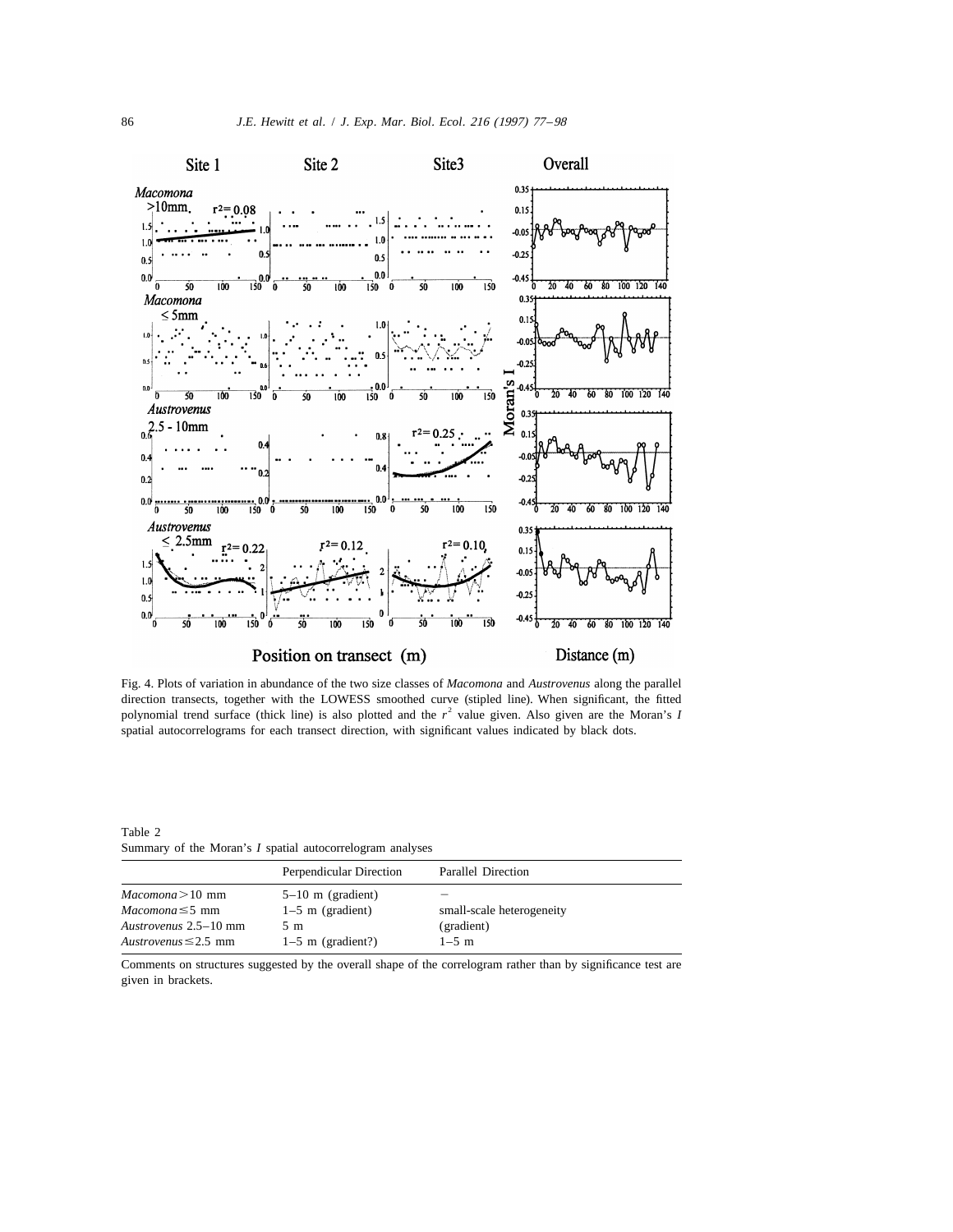Fig. 4. Plots of variation in abundance of the two size classes of *Macomona* and *Austrovenus* along the parallel direction transects, together with the LOWESS smoothed curve (stipled line). When significant, the fitted polynomial trend surface (thick line) is also plotted and the $r^2$ value given. Also given are the Moran's *I* spatial autocorrelograms for each transect direction, with significant values indicated by black dots.

Table 2
Summary of the Moran's *I* spatial autocorrelogram analyses

| | Perpendicular Direction | Parallel Direction |
|---|---|---|
| *Macomona* > 10 mm | 5–10 m (gradient) | − |
| *Macomona* ≤ 5 mm | 1–5 m (gradient) | small-scale heterogeneity |
| *Austrovenus* 2.5–10 mm | 5 m | (gradient) |
| *Austrovenus* ≤ 2.5 mm | 1–5 m (gradient?) | 1–5 m |

Comments on structures suggested by the overall shape of the correlogram rather than by significance test are given in brackets.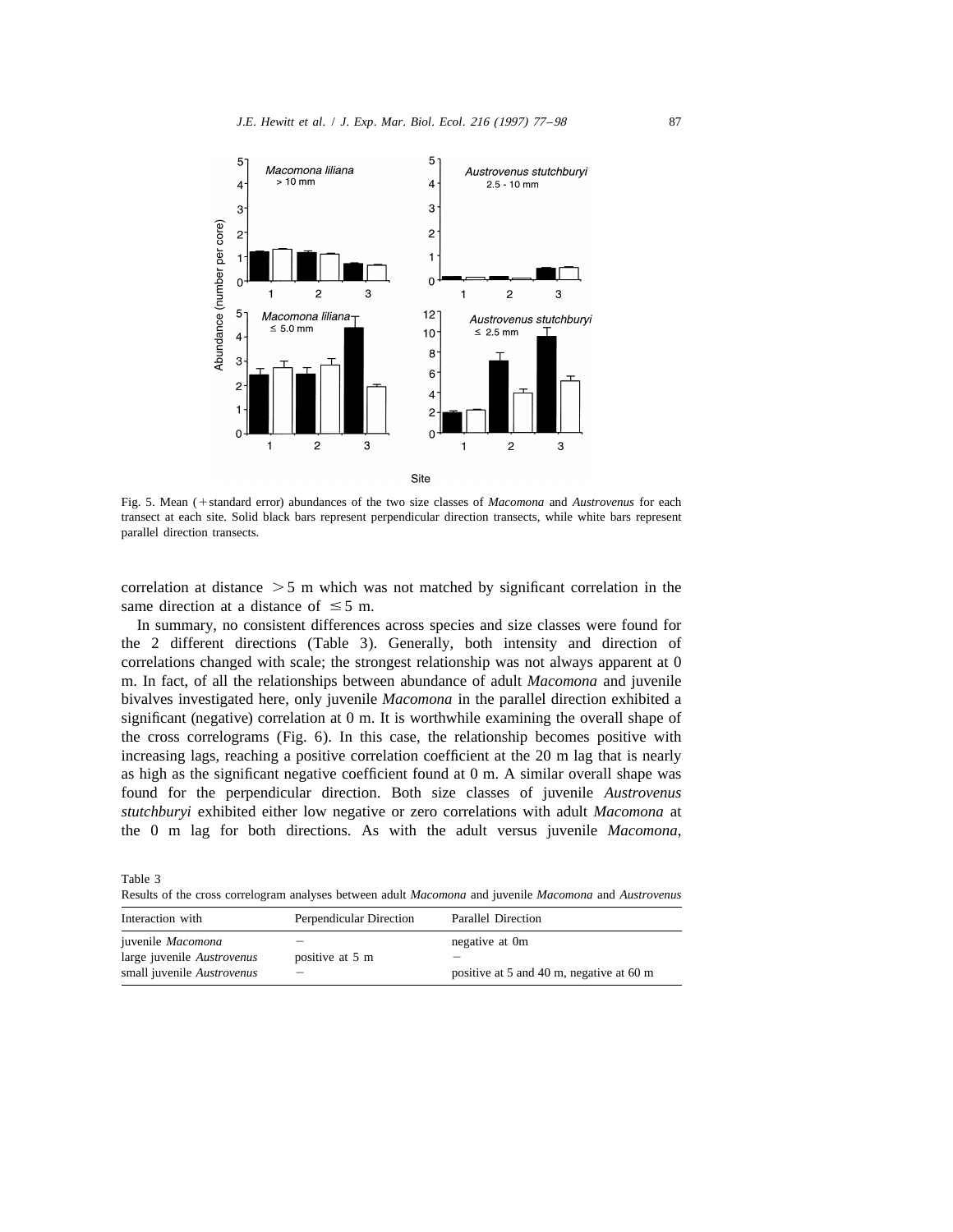Fig. 5. Mean (+standard error) abundances of the two size classes of *Macomona* and *Austrovenus* for each transect at each site. Solid black bars represent perpendicular direction transects, while white bars represent parallel direction transects.

correlation at distance $>5$ m which was not matched by significant correlation in the same direction at a distance of $\leq 5$ m.

In summary, no consistent differences across species and size classes were found for the 2 different directions (Table 3). Generally, both intensity and direction of correlations changed with scale; the strongest relationship was not always apparent at 0 m. In fact, of all the relationships between abundance of adult *Macomona* and juvenile bivalves investigated here, only juvenile *Macomona* in the parallel direction exhibited a significant (negative) correlation at 0 m. It is worthwhile examining the overall shape of the cross correlograms (Fig. 6). In this case, the relationship becomes positive with increasing lags, reaching a positive correlation coefficient at the 20 m lag that is nearly as high as the significant negative coefficient found at 0 m. A similar overall shape was found for the perpendicular direction. Both size classes of juvenile *Austrovenus stutchburyi* exhibited either low negative or zero correlations with adult *Macomona* at the 0 m lag for both directions. As with the adult versus juvenile *Macomona*,

Table 3
Results of the cross correlogram analyses between adult *Macomona* and juvenile *Macomona* and *Austrovenus*

| Interaction with | Perpendicular Direction | Parallel Direction |
|---|---|---|
| juvenile *Macomona* | − | negative at 0m |
| large juvenile *Austrovenus* | positive at 5 m | − |
| small juvenile *Austrovenus* | − | positive at 5 and 40 m, negative at 60 m |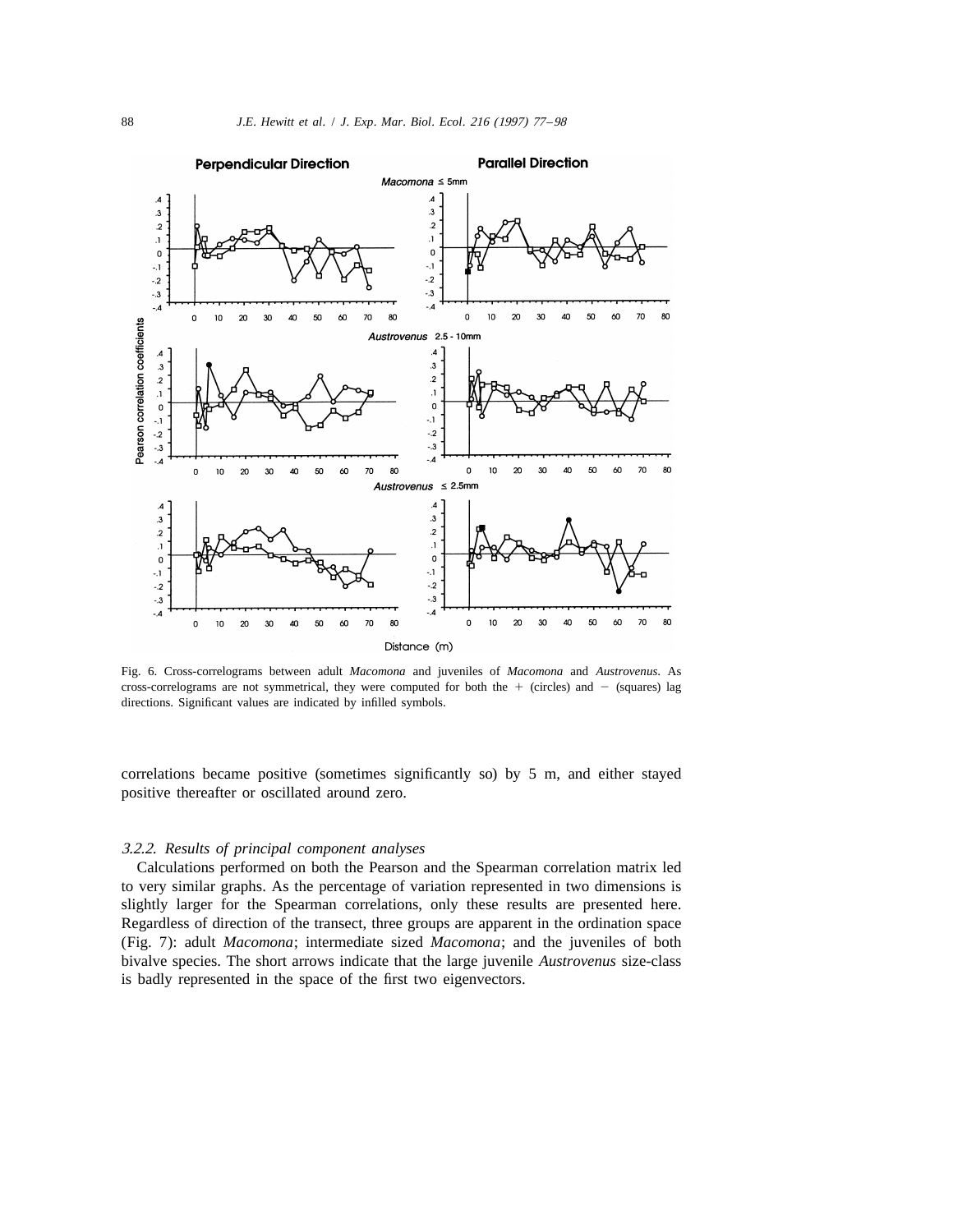Fig. 6. Cross-correlograms between adult *Macomona* and juveniles of *Macomona* and *Austrovenus*. As cross-correlograms are not symmetrical, they were computed for both the + (circles) and − (squares) lag directions. Significant values are indicated by infilled symbols.

correlations became positive (sometimes significantly so) by 5 m, and either stayed positive thereafter or oscillated around zero.

### *3.2.2. Results of principal component analyses*

Calculations performed on both the Pearson and the Spearman correlation matrix led to very similar graphs. As the percentage of variation represented in two dimensions is slightly larger for the Spearman correlations, only these results are presented here. Regardless of direction of the transect, three groups are apparent in the ordination space (Fig. 7): adult *Macomona*; intermediate sized *Macomona*; and the juveniles of both bivalve species. The short arrows indicate that the large juvenile *Austrovenus* size-class is badly represented in the space of the first two eigenvectors.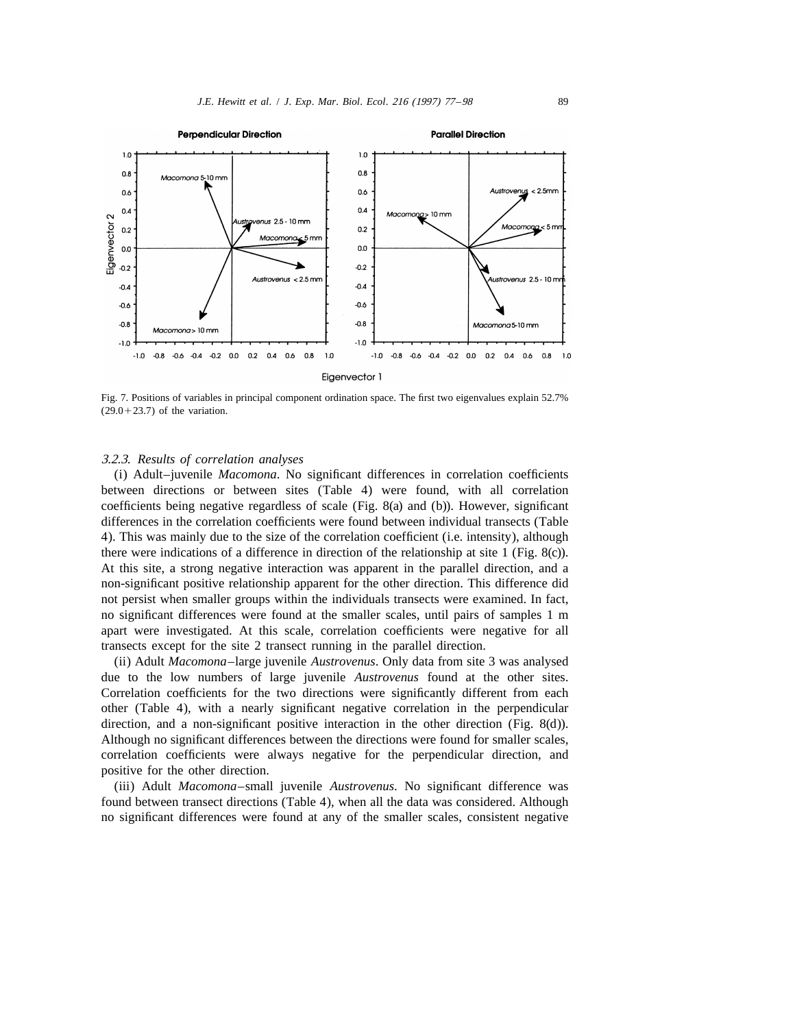Fig. 7. Positions of variables in principal component ordination space. The first two eigenvalues explain 52.7% (29.0 + 23.7) of the variation.

*3.2.3. Results of correlation analyses*

(i) Adult–juvenile *Macomona*. No significant differences in correlation coefficients between directions or between sites (Table 4) were found, with all correlation coefficients being negative regardless of scale (Fig. 8(a) and (b)). However, significant differences in the correlation coefficients were found between individual transects (Table 4). This was mainly due to the size of the correlation coefficient (i.e. intensity), although there were indications of a difference in direction of the relationship at site 1 (Fig. 8(c)). At this site, a strong negative interaction was apparent in the parallel direction, and a non-significant positive relationship apparent for the other direction. This difference did not persist when smaller groups within the individuals transects were examined. In fact, no significant differences were found at the smaller scales, until pairs of samples 1 m apart were investigated. At this scale, correlation coefficients were negative for all transects except for the site 2 transect running in the parallel direction.

(ii) Adult *Macomona*–large juvenile *Austrovenus*. Only data from site 3 was analysed due to the low numbers of large juvenile *Austrovenus* found at the other sites. Correlation coefficients for the two directions were significantly different from each other (Table 4), with a nearly significant negative correlation in the perpendicular direction, and a non-significant positive interaction in the other direction (Fig. 8(d)). Although no significant differences between the directions were found for smaller scales, correlation coefficients were always negative for the perpendicular direction, and positive for the other direction.

(iii) Adult *Macomona*–small juvenile *Austrovenus*. No significant difference was found between transect directions (Table 4), when all the data was considered. Although no significant differences were found at any of the smaller scales, consistent negative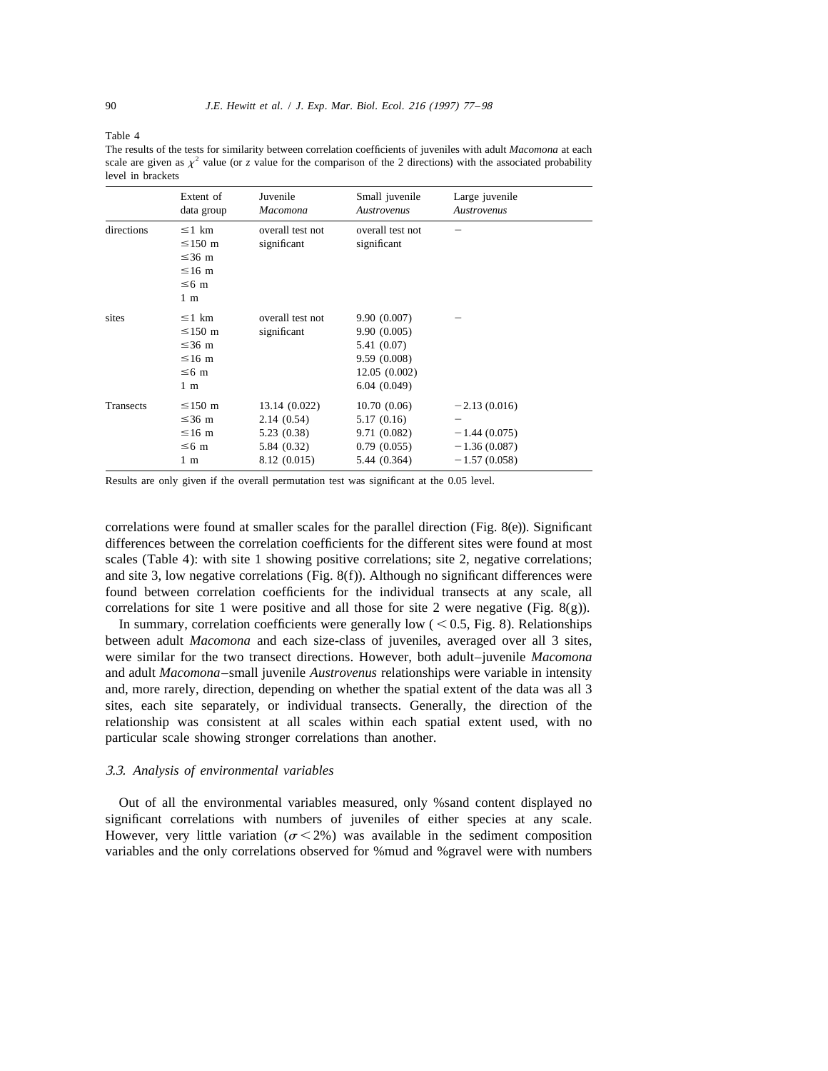Table 4

The results of the tests for similarity between correlation coefficients of juveniles with adult *Macomona* at each scale are given as $\chi^2$ value (or *z* value for the comparison of the 2 directions) with the associated probability level in brackets

| | Extent of data group | Juvenile *Macomona* | Small juvenile *Austrovenus* | Large juvenile *Austrovenus* |
|---|---|---|---|---|
| directions | ≤1 km | overall test not significant | overall test not significant | – |
| | ≤150 m | | | |
| | ≤36 m | | | |
| | ≤16 m | | | |
| | ≤6 m | | | |
| | 1 m | | | |
| sites | ≤1 km | overall test not significant | 9.90 (0.007) | – |
| | ≤150 m | | 9.90 (0.005) | |
| | ≤36 m | | 5.41 (0.07) | |
| | ≤16 m | | 9.59 (0.008) | |
| | ≤6 m | | 12.05 (0.002) | |
| | 1 m | | 6.04 (0.049) | |
| Transects | ≤150 m | 13.14 (0.022) | 10.70 (0.06) | −2.13 (0.016) |
| | ≤36 m | 2.14 (0.54) | 5.17 (0.16) | – |
| | ≤16 m | 5.23 (0.38) | 9.71 (0.082) | −1.44 (0.075) |
| | ≤6 m | 5.84 (0.32) | 0.79 (0.055) | −1.36 (0.087) |
| | 1 m | 8.12 (0.015) | 5.44 (0.364) | −1.57 (0.058) |

Results are only given if the overall permutation test was significant at the 0.05 level.

correlations were found at smaller scales for the parallel direction (Fig. 8(e)). Significant differences between the correlation coefficients for the different sites were found at most scales (Table 4): with site 1 showing positive correlations; site 2, negative correlations; and site 3, low negative correlations (Fig. 8(f)). Although no significant differences were found between correlation coefficients for the individual transects at any scale, all correlations for site 1 were positive and all those for site 2 were negative (Fig. 8(g)).

In summary, correlation coefficients were generally low ( $<0.5$, Fig. 8). Relationships between adult *Macomona* and each size-class of juveniles, averaged over all 3 sites, were similar for the two transect directions. However, both adult–juvenile *Macomona* and adult *Macomona*–small juvenile *Austrovenus* relationships were variable in intensity and, more rarely, direction, depending on whether the spatial extent of the data was all 3 sites, each site separately, or individual transects. Generally, the direction of the relationship was consistent at all scales within each spatial extent used, with no particular scale showing stronger correlations than another.

### *3.3. Analysis of environmental variables*

Out of all the environmental variables measured, only %sand content displayed no significant correlations with numbers of juveniles of either species at any scale. However, very little variation ($\sigma < 2\%$) was available in the sediment composition variables and the only correlations observed for %mud and %gravel were with numbers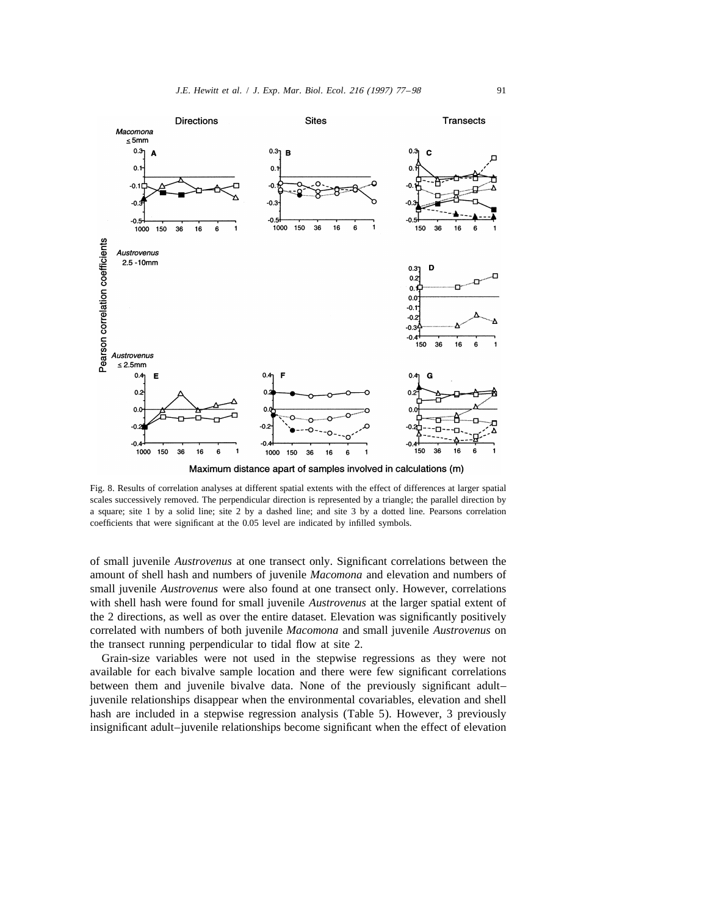Fig. 8. Results of correlation analyses at different spatial extents with the effect of differences at larger spatial scales successively removed. The perpendicular direction is represented by a triangle; the parallel direction by a square; site 1 by a solid line; site 2 by a dashed line; and site 3 by a dotted line. Pearsons correlation coefficients that were significant at the 0.05 level are indicated by infilled symbols.

of small juvenile *Austrovenus* at one transect only. Significant correlations between the amount of shell hash and numbers of juvenile *Macomona* and elevation and numbers of small juvenile *Austrovenus* were also found at one transect only. However, correlations with shell hash were found for small juvenile *Austrovenus* at the larger spatial extent of the 2 directions, as well as over the entire dataset. Elevation was significantly positively correlated with numbers of both juvenile *Macomona* and small juvenile *Austrovenus* on the transect running perpendicular to tidal flow at site 2.

Grain-size variables were not used in the stepwise regressions as they were not available for each bivalve sample location and there were few significant correlations between them and juvenile bivalve data. None of the previously significant adult–juvenile relationships disappear when the environmental covariables, elevation and shell hash are included in a stepwise regression analysis (Table 5). However, 3 previously insignificant adult–juvenile relationships become significant when the effect of elevation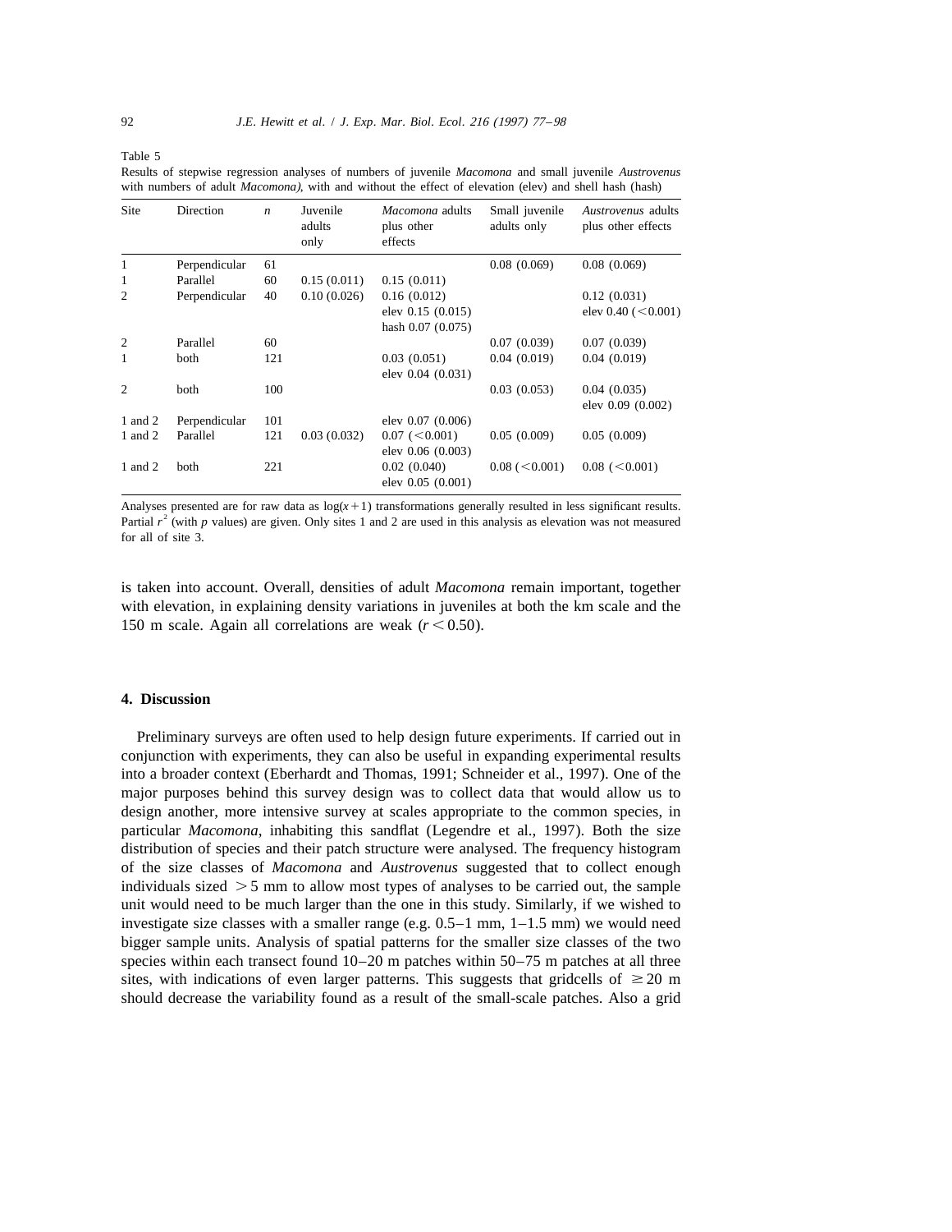Table 5

Results of stepwise regression analyses of numbers of juvenile *Macomona* and small juvenile *Austrovenus* with numbers of adult *Macomona*), with and without the effect of elevation (elev) and shell hash (hash)

| Site | Direction | $n$ | Juvenile adults only | *Macomona* adults plus other effects | Small juvenile adults only | *Austrovenus* adults plus other effects |
|---|---|---|---|---|---|---|
| 1 | Perpendicular | 61 | | | 0.08 (0.069) | 0.08 (0.069) |
| 1 | Parallel | 60 | 0.15 (0.011) | 0.15 (0.011) | | |
| 2 | Perpendicular | 40 | 0.10 (0.026) | 0.16 (0.012)<br>elev 0.15 (0.015)<br>hash 0.07 (0.075) | | 0.12 (0.031)<br>elev 0.40 (<0.001) |
| 2 | Parallel | 60 | | | 0.07 (0.039) | 0.07 (0.039) |
| 1 | both | 121 | | 0.03 (0.051)<br>elev 0.04 (0.031) | 0.04 (0.019) | 0.04 (0.019) |
| 2 | both | 100 | | | 0.03 (0.053) | 0.04 (0.035)<br>elev 0.09 (0.002) |
| 1 and 2 | Perpendicular | 101 | | elev 0.07 (0.006) | | |
| 1 and 2 | Parallel | 121 | 0.03 (0.032) | 0.07 (<0.001)<br>elev 0.06 (0.003) | 0.05 (0.009) | 0.05 (0.009) |
| 1 and 2 | both | 221 | | 0.02 (0.040)<br>elev 0.05 (0.001) | 0.08 (<0.001) | 0.08 (<0.001) |

Analyses presented are for raw data as $\log(x+1)$ transformations generally resulted in less significant results. Partial $r^2$ (with $p$ values) are given. Only sites 1 and 2 are used in this analysis as elevation was not measured for all of site 3.

is taken into account. Overall, densities of adult *Macomona* remain important, together with elevation, in explaining density variations in juveniles at both the km scale and the 150 m scale. Again all correlations are weak ($r < 0.50$).

## 4. Discussion

Preliminary surveys are often used to help design future experiments. If carried out in conjunction with experiments, they can also be useful in expanding experimental results into a broader context (Eberhardt and Thomas, 1991; Schneider et al., 1997). One of the major purposes behind this survey design was to collect data that would allow us to design another, more intensive survey at scales appropriate to the common species, in particular *Macomona*, inhabiting this sandflat (Legendre et al., 1997). Both the size distribution of species and their patch structure were analysed. The frequency histogram of the size classes of *Macomona* and *Austrovenus* suggested that to collect enough individuals sized $>5$ mm to allow most types of analyses to be carried out, the sample unit would need to be much larger than the one in this study. Similarly, if we wished to investigate size classes with a smaller range (e.g. 0.5–1 mm, 1–1.5 mm) we would need bigger sample units. Analysis of spatial patterns for the smaller size classes of the two species within each transect found 10–20 m patches within 50–75 m patches at all three sites, with indications of even larger patterns. This suggests that gridcells of $\geq 20$ m should decrease the variability found as a result of the small-scale patches. Also a grid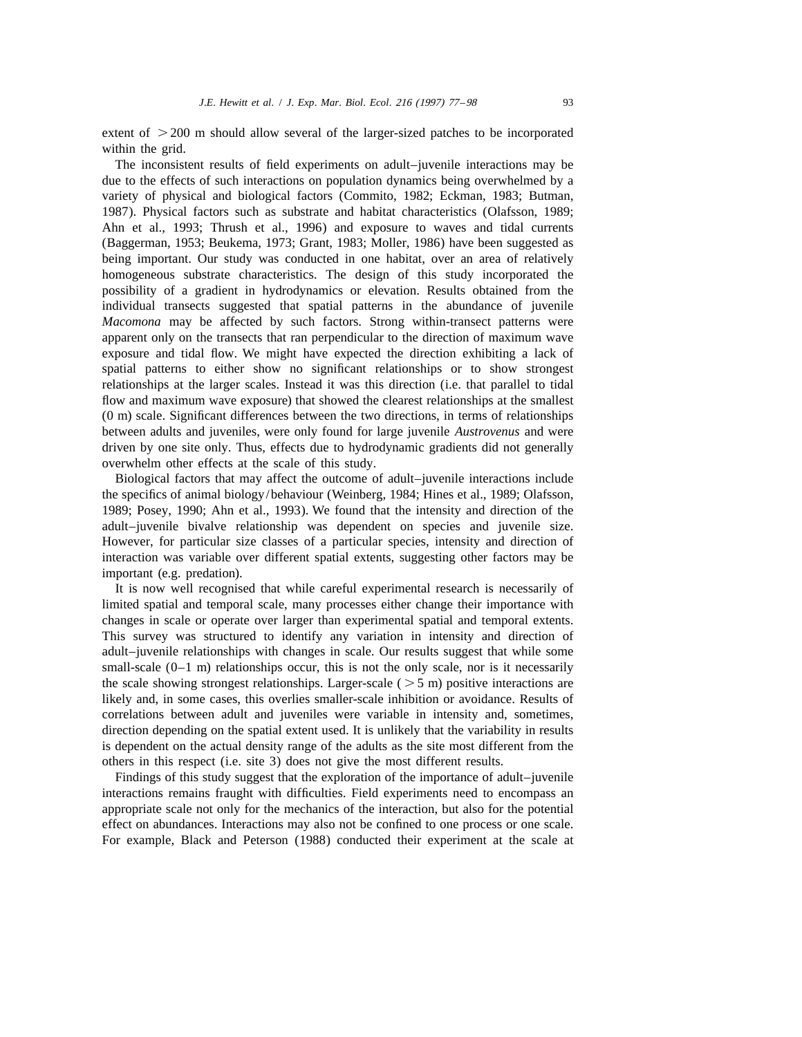extent of $>200$ m should allow several of the larger-sized patches to be incorporated within the grid.

The inconsistent results of field experiments on adult–juvenile interactions may be due to the effects of such interactions on population dynamics being overwhelmed by a variety of physical and biological factors (Commito, 1982; Eckman, 1983; Butman, 1987). Physical factors such as substrate and habitat characteristics (Olafsson, 1989; Ahn et al., 1993; Thrush et al., 1996) and exposure to waves and tidal currents (Baggerman, 1953; Beukema, 1973; Grant, 1983; Moller, 1986) have been suggested as being important. Our study was conducted in one habitat, over an area of relatively homogeneous substrate characteristics. The design of this study incorporated the possibility of a gradient in hydrodynamics or elevation. Results obtained from the individual transects suggested that spatial patterns in the abundance of juvenile *Macomona* may be affected by such factors. Strong within-transect patterns were apparent only on the transects that ran perpendicular to the direction of maximum wave exposure and tidal flow. We might have expected the direction exhibiting a lack of spatial patterns to either show no significant relationships or to show strongest relationships at the larger scales. Instead it was this direction (i.e. that parallel to tidal flow and maximum wave exposure) that showed the clearest relationships at the smallest (0 m) scale. Significant differences between the two directions, in terms of relationships between adults and juveniles, were only found for large juvenile *Austrovenus* and were driven by one site only. Thus, effects due to hydrodynamic gradients did not generally overwhelm other effects at the scale of this study.

Biological factors that may affect the outcome of adult–juvenile interactions include the specifics of animal biology/behaviour (Weinberg, 1984; Hines et al., 1989; Olafsson, 1989; Posey, 1990; Ahn et al., 1993). We found that the intensity and direction of the adult–juvenile bivalve relationship was dependent on species and juvenile size. However, for particular size classes of a particular species, intensity and direction of interaction was variable over different spatial extents, suggesting other factors may be important (e.g. predation).

It is now well recognised that while careful experimental research is necessarily of limited spatial and temporal scale, many processes either change their importance with changes in scale or operate over larger than experimental spatial and temporal extents. This survey was structured to identify any variation in intensity and direction of adult–juvenile relationships with changes in scale. Our results suggest that while some small-scale (0–1 m) relationships occur, this is not the only scale, nor is it necessarily the scale showing strongest relationships. Larger-scale ($>5$ m) positive interactions are likely and, in some cases, this overlies smaller-scale inhibition or avoidance. Results of correlations between adult and juveniles were variable in intensity and, sometimes, direction depending on the spatial extent used. It is unlikely that the variability in results is dependent on the actual density range of the adults as the site most different from the others in this respect (i.e. site 3) does not give the most different results.

Findings of this study suggest that the exploration of the importance of adult–juvenile interactions remains fraught with difficulties. Field experiments need to encompass an appropriate scale not only for the mechanics of the interaction, but also for the potential effect on abundances. Interactions may also not be confined to one process or one scale. For example, Black and Peterson (1988) conducted their experiment at the scale at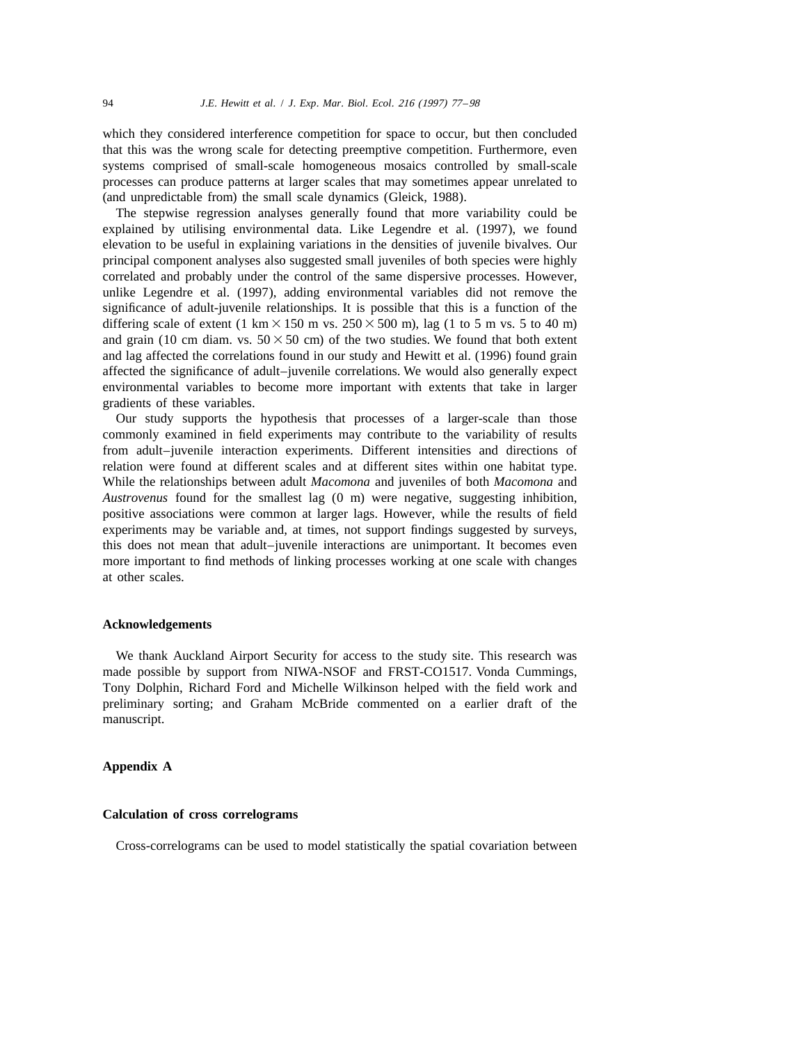which they considered interference competition for space to occur, but then concluded that this was the wrong scale for detecting preemptive competition. Furthermore, even systems comprised of small-scale homogeneous mosaics controlled by small-scale processes can produce patterns at larger scales that may sometimes appear unrelated to (and unpredictable from) the small scale dynamics (Gleick, 1988).

The stepwise regression analyses generally found that more variability could be explained by utilising environmental data. Like Legendre et al. (1997), we found elevation to be useful in explaining variations in the densities of juvenile bivalves. Our principal component analyses also suggested small juveniles of both species were highly correlated and probably under the control of the same dispersive processes. However, unlike Legendre et al. (1997), adding environmental variables did not remove the significance of adult-juvenile relationships. It is possible that this is a function of the differing scale of extent (1 km $\times$ 150 m vs. 250 $\times$ 500 m), lag (1 to 5 m vs. 5 to 40 m) and grain (10 cm diam. vs. 50 $\times$ 50 cm) of the two studies. We found that both extent and lag affected the correlations found in our study and Hewitt et al. (1996) found grain affected the significance of adult–juvenile correlations. We would also generally expect environmental variables to become more important with extents that take in larger gradients of these variables.

Our study supports the hypothesis that processes of a larger-scale than those commonly examined in field experiments may contribute to the variability of results from adult–juvenile interaction experiments. Different intensities and directions of relation were found at different scales and at different sites within one habitat type. While the relationships between adult *Macomona* and juveniles of both *Macomona* and *Austrovenus* found for the smallest lag (0 m) were negative, suggesting inhibition, positive associations were common at larger lags. However, while the results of field experiments may be variable and, at times, not support findings suggested by surveys, this does not mean that adult–juvenile interactions are unimportant. It becomes even more important to find methods of linking processes working at one scale with changes at other scales.

## Acknowledgements

We thank Auckland Airport Security for access to the study site. This research was made possible by support from NIWA-NSOF and FRST-CO1517. Vonda Cummings, Tony Dolphin, Richard Ford and Michelle Wilkinson helped with the field work and preliminary sorting; and Graham McBride commented on a earlier draft of the manuscript.

## Appendix A

### Calculation of cross correlograms

Cross-correlograms can be used to model statistically the spatial covariation between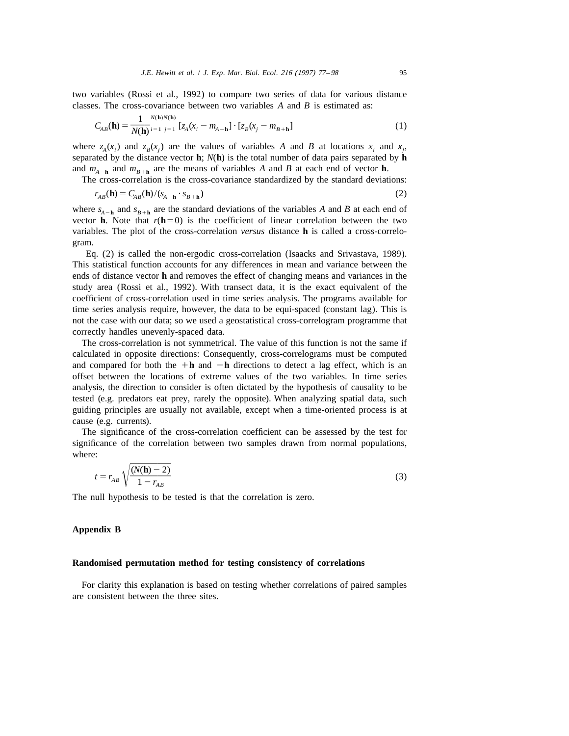two variables (Rossi et al., 1992) to compare two series of data for various distance classes. The cross-covariance between two variables $A$ and $B$ is estimated as:

$$C_{AB}(\mathbf{h}) = \frac{1}{N(\mathbf{h})} \sum_{i=1}^{N(\mathbf{h})} \sum_{j=1}^{N(\mathbf{h})} [z_A(x_i - m_{A-\mathbf{h}}] \cdot [z_B(x_j - m_{B+\mathbf{h}}] \tag{1}$$

where $z_A(x_i)$ and $z_B(x_j)$ are the values of variables $A$ and $B$ at locations $x_i$ and $x_j$, separated by the distance vector $\mathbf{h}$; $N(\mathbf{h})$ is the total number of data pairs separated by $\mathbf{h}$ and $m_{A-\mathbf{h}}$ and $m_{B+\mathbf{h}}$ are the means of variables $A$ and $B$ at each end of vector $\mathbf{h}$.

The cross-correlation is the cross-covariance standardized by the standard deviations:

$$r_{AB}(\mathbf{h}) = C_{AB}(\mathbf{h})/(s_{A-\mathbf{h}} \cdot s_{B+\mathbf{h}}) \tag{2}$$

where $s_{A-\mathbf{h}}$ and $s_{B+\mathbf{h}}$ are the standard deviations of the variables $A$ and $B$ at each end of vector $\mathbf{h}$. Note that $r(\mathbf{h}=0)$ is the coefficient of linear correlation between the two variables. The plot of the cross-correlation *versus* distance $\mathbf{h}$ is called a cross-correlogram.

Eq. (2) is called the non-ergodic cross-correlation (Isaacks and Srivastava, 1989). This statistical function accounts for any differences in mean and variance between the ends of distance vector $\mathbf{h}$ and removes the effect of changing means and variances in the study area (Rossi et al., 1992). With transect data, it is the exact equivalent of the coefficient of cross-correlation used in time series analysis. The programs available for time series analysis require, however, the data to be equi-spaced (constant lag). This is not the case with our data; so we used a geostatistical cross-correlogram programme that correctly handles unevenly-spaced data.

The cross-correlation is not symmetrical. The value of this function is not the same if calculated in opposite directions: Consequently, cross-correlograms must be computed and compared for both the $+\mathbf{h}$ and $-\mathbf{h}$ directions to detect a lag effect, which is an offset between the locations of extreme values of the two variables. In time series analysis, the direction to consider is often dictated by the hypothesis of causality to be tested (e.g. predators eat prey, rarely the opposite). When analyzing spatial data, such guiding principles are usually not available, except when a time-oriented process is at cause (e.g. currents).

The significance of the cross-correlation coefficient can be assessed by the test for significance of the correlation between two samples drawn from normal populations, where:

$$t = r_{AB} \sqrt{\frac{(N(\mathbf{h}) - 2)}{1 - r_{AB}}} \tag{3}$$

The null hypothesis to be tested is that the correlation is zero.

## Appendix B

### Randomised permutation method for testing consistency of correlations

For clarity this explanation is based on testing whether correlations of paired samples are consistent between the three sites.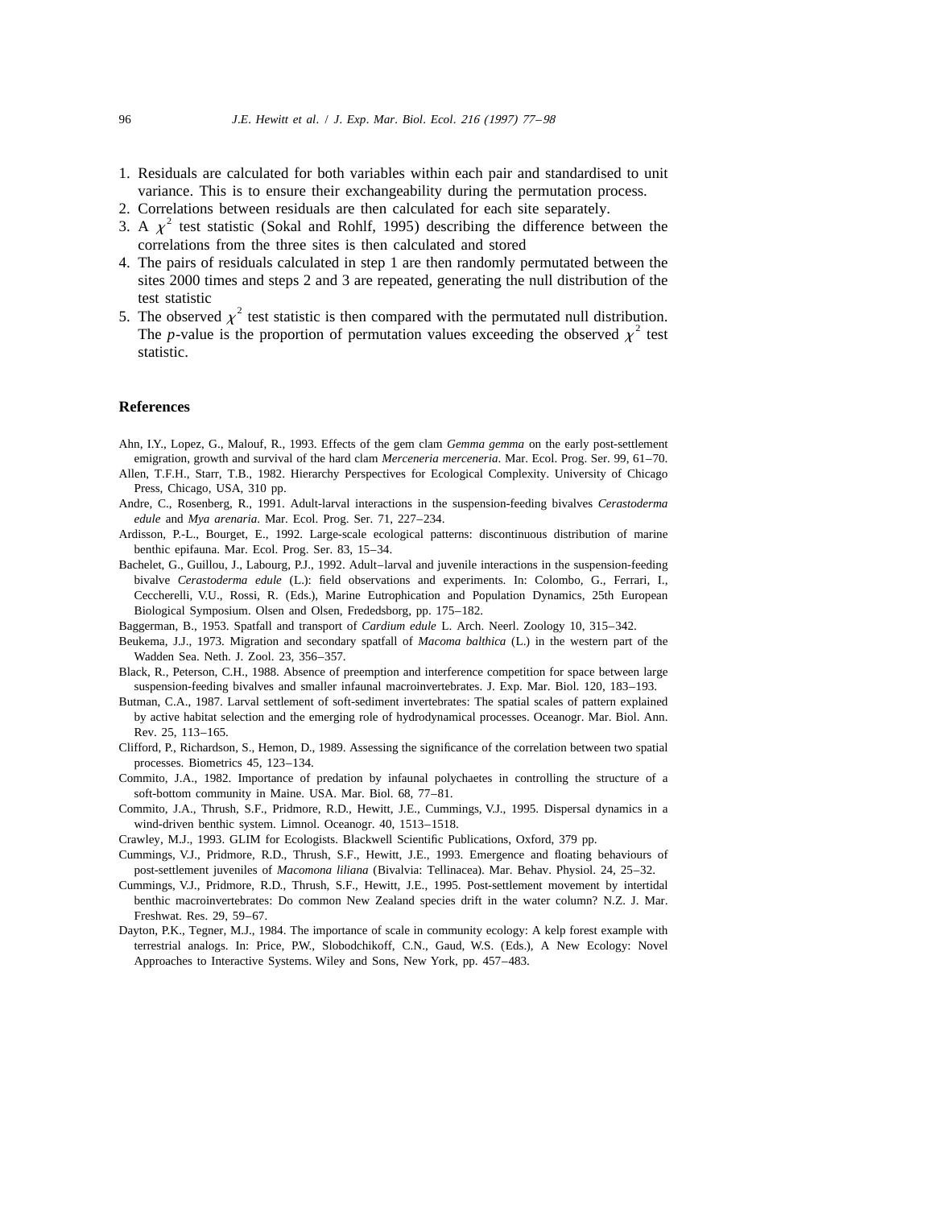1. Residuals are calculated for both variables within each pair and standardised to unit variance. This is to ensure their exchangeability during the permutation process.
2. Correlations between residuals are then calculated for each site separately.
3. A $\chi^2$ test statistic (Sokal and Rohlf, 1995) describing the difference between the correlations from the three sites is then calculated and stored
4. The pairs of residuals calculated in step 1 are then randomly permutated between the sites 2000 times and steps 2 and 3 are repeated, generating the null distribution of the test statistic
5. The observed $\chi^2$ test statistic is then compared with the permutated null distribution. The *p*-value is the proportion of permutation values exceeding the observed $\chi^2$ test statistic.

## References

Ahn, I.Y., Lopez, G., Malouf, R., 1993. Effects of the gem clam *Gemma gemma* on the early post-settlement emigration, growth and survival of the hard clam *Merceneria merceneria*. Mar. Ecol. Prog. Ser. 99, 61–70.

Allen, T.F.H., Starr, T.B., 1982. Hierarchy Perspectives for Ecological Complexity. University of Chicago Press, Chicago, USA, 310 pp.

Andre, C., Rosenberg, R., 1991. Adult-larval interactions in the suspension-feeding bivalves *Cerastoderma edule* and *Mya arenaria*. Mar. Ecol. Prog. Ser. 71, 227–234.

Ardisson, P.-L., Bourget, E., 1992. Large-scale ecological patterns: discontinuous distribution of marine benthic epifauna. Mar. Ecol. Prog. Ser. 83, 15–34.

Bachelet, G., Guillou, J., Labourg, P.J., 1992. Adult–larval and juvenile interactions in the suspension-feeding bivalve *Cerastoderma edule* (L.): field observations and experiments. In: Colombo, G., Ferrari, I., Ceccherelli, V.U., Rossi, R. (Eds.), Marine Eutrophication and Population Dynamics, 25th European Biological Symposium. Olsen and Olsen, Frededsborg, pp. 175–182.

Baggerman, B., 1953. Spatfall and transport of *Cardium edule* L. Arch. Neerl. Zoology 10, 315–342.

Beukema, J.J., 1973. Migration and secondary spatfall of *Macoma balthica* (L.) in the western part of the Wadden Sea. Neth. J. Zool. 23, 356–357.

Black, R., Peterson, C.H., 1988. Absence of preemption and interference competition for space between large suspension-feeding bivalves and smaller infaunal macroinvertebrates. J. Exp. Mar. Biol. 120, 183–193.

Butman, C.A., 1987. Larval settlement of soft-sediment invertebrates: The spatial scales of pattern explained by active habitat selection and the emerging role of hydrodynamical processes. Oceanogr. Mar. Biol. Ann. Rev. 25, 113–165.

Clifford, P., Richardson, S., Hemon, D., 1989. Assessing the significance of the correlation between two spatial processes. Biometrics 45, 123–134.

Commito, J.A., 1982. Importance of predation by infaunal polychaetes in controlling the structure of a soft-bottom community in Maine. USA. Mar. Biol. 68, 77–81.

Commito, J.A., Thrush, S.F., Pridmore, R.D., Hewitt, J.E., Cummings, V.J., 1995. Dispersal dynamics in a wind-driven benthic system. Limnol. Oceanogr. 40, 1513–1518.

Crawley, M.J., 1993. GLIM for Ecologists. Blackwell Scientific Publications, Oxford, 379 pp.

Cummings, V.J., Pridmore, R.D., Thrush, S.F., Hewitt, J.E., 1993. Emergence and floating behaviours of post-settlement juveniles of *Macomona liliana* (Bivalvia: Tellinacea). Mar. Behav. Physiol. 24, 25–32.

Cummings, V.J., Pridmore, R.D., Thrush, S.F., Hewitt, J.E., 1995. Post-settlement movement by intertidal benthic macroinvertebrates: Do common New Zealand species drift in the water column? N.Z. J. Mar. Freshwat. Res. 29, 59–67.

Dayton, P.K., Tegner, M.J., 1984. The importance of scale in community ecology: A kelp forest example with terrestrial analogs. In: Price, P.W., Slobodchikoff, C.N., Gaud, W.S. (Eds.), A New Ecology: Novel Approaches to Interactive Systems. Wiley and Sons, New York, pp. 457–483.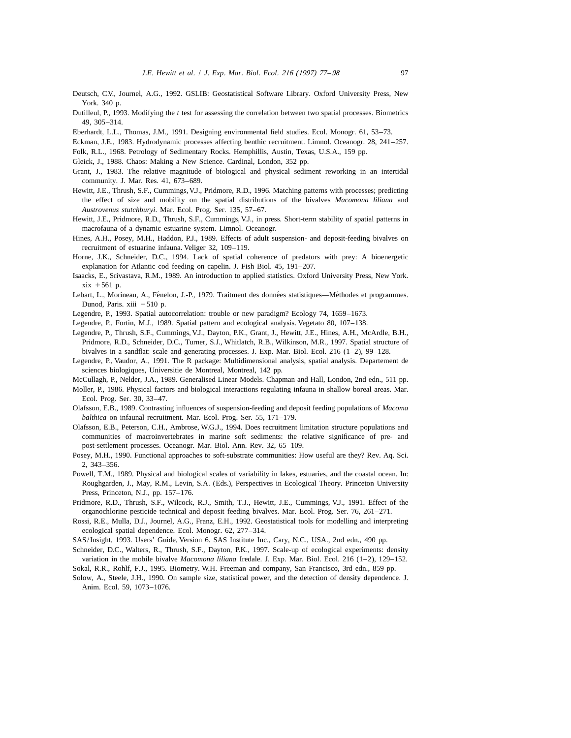Deutsch, C.V., Journel, A.G., 1992. GSLIB: Geostatistical Software Library. Oxford University Press, New York. 340 p.

Dutilleul, P., 1993. Modifying the *t* test for assessing the correlation between two spatial processes. Biometrics 49, 305–314.

Eberhardt, L.L., Thomas, J.M., 1991. Designing environmental field studies. Ecol. Monogr. 61, 53–73.

Eckman, J.E., 1983. Hydrodynamic processes affecting benthic recruitment. Limnol. Oceanogr. 28, 241–257.

Folk, R.L., 1968. Petrology of Sedimentary Rocks. Hemphillis, Austin, Texas, U.S.A., 159 pp.

Gleick, J., 1988. Chaos: Making a New Science. Cardinal, London, 352 pp.

Grant, J., 1983. The relative magnitude of biological and physical sediment reworking in an intertidal community. J. Mar. Res. 41, 673–689.

Hewitt, J.E., Thrush, S.F., Cummings, V.J., Pridmore, R.D., 1996. Matching patterns with processes; predicting the effect of size and mobility on the spatial distributions of the bivalves *Macomona liliana* and *Austrovenus stutchburyi*. Mar. Ecol. Prog. Ser. 135, 57–67.

Hewitt, J.E., Pridmore, R.D., Thrush, S.F., Cummings, V.J., in press. Short-term stability of spatial patterns in macrofauna of a dynamic estuarine system. Limnol. Oceanogr.

Hines, A.H., Posey, M.H., Haddon, P.J., 1989. Effects of adult suspension- and deposit-feeding bivalves on recruitment of estuarine infauna. Veliger 32, 109–119.

Horne, J.K., Schneider, D.C., 1994. Lack of spatial coherence of predators with prey: A bioenergetic explanation for Atlantic cod feeding on capelin. J. Fish Biol. 45, 191–207.

Isaacks, E., Srivastava, R.M., 1989. An introduction to applied statistics. Oxford University Press, New York. xix +561 p.

Lebart, L., Morineau, A., Fénelon, J.-P., 1979. Traitment des données statistiques—Méthodes et programmes. Dunod, Paris. xiii +510 p.

Legendre, P., 1993. Spatial autocorrelation: trouble or new paradigm? Ecology 74, 1659–1673.

Legendre, P., Fortin, M.J., 1989. Spatial pattern and ecological analysis. Vegetato 80, 107–138.

Legendre, P., Thrush, S.F., Cummings, V.J., Dayton, P.K., Grant, J., Hewitt, J.E., Hines, A.H., McArdle, B.H., Pridmore, R.D., Schneider, D.C., Turner, S.J., Whitlatch, R.B., Wilkinson, M.R., 1997. Spatial structure of bivalves in a sandflat: scale and generating processes. J. Exp. Mar. Biol. Ecol. 216 (1–2), 99–128.

Legendre, P., Vaudor, A., 1991. The R package: Multidimensional analysis, spatial analysis. Departement de sciences biologiques, Universitie de Montreal, Montreal, 142 pp.

McCullagh, P., Nelder, J.A., 1989. Generalised Linear Models. Chapman and Hall, London, 2nd edn., 511 pp.

Moller, P., 1986. Physical factors and biological interactions regulating infauna in shallow boreal areas. Mar. Ecol. Prog. Ser. 30, 33–47.

Olafsson, E.B., 1989. Contrasting influences of suspension-feeding and deposit feeding populations of *Macoma balthica* on infaunal recruitment. Mar. Ecol. Prog. Ser. 55, 171–179.

Olafsson, E.B., Peterson, C.H., Ambrose, W.G.J., 1994. Does recruitment limitation structure populations and communities of macroinvertebrates in marine soft sediments: the relative significance of pre- and post-settlement processes. Oceanogr. Mar. Biol. Ann. Rev. 32, 65–109.

Posey, M.H., 1990. Functional approaches to soft-substrate communities: How useful are they? Rev. Aq. Sci. 2, 343–356.

Powell, T.M., 1989. Physical and biological scales of variability in lakes, estuaries, and the coastal ocean. In: Roughgarden, J., May, R.M., Levin, S.A. (Eds.), Perspectives in Ecological Theory. Princeton University Press, Princeton, N.J., pp. 157–176.

Pridmore, R.D., Thrush, S.F., Wilcock, R.J., Smith, T.J., Hewitt, J.E., Cummings, V.J., 1991. Effect of the organochlorine pesticide technical and deposit feeding bivalves. Mar. Ecol. Prog. Ser. 76, 261–271.

Rossi, R.E., Mulla, D.J., Journel, A.G., Franz, E.H., 1992. Geostatistical tools for modelling and interpreting ecological spatial dependence. Ecol. Monogr. 62, 277–314.

SAS/Insight, 1993. Users' Guide, Version 6. SAS Institute Inc., Cary, N.C., USA., 2nd edn., 490 pp.

Schneider, D.C., Walters, R., Thrush, S.F., Dayton, P.K., 1997. Scale-up of ecological experiments: density variation in the mobile bivalve *Macomona liliana* Iredale. J. Exp. Mar. Biol. Ecol. 216 (1–2), 129–152.

Sokal, R.R., Rohlf, F.J., 1995. Biometry. W.H. Freeman and company, San Francisco, 3rd edn., 859 pp.

Solow, A., Steele, J.H., 1990. On sample size, statistical power, and the detection of density dependence. J. Anim. Ecol. 59, 1073–1076.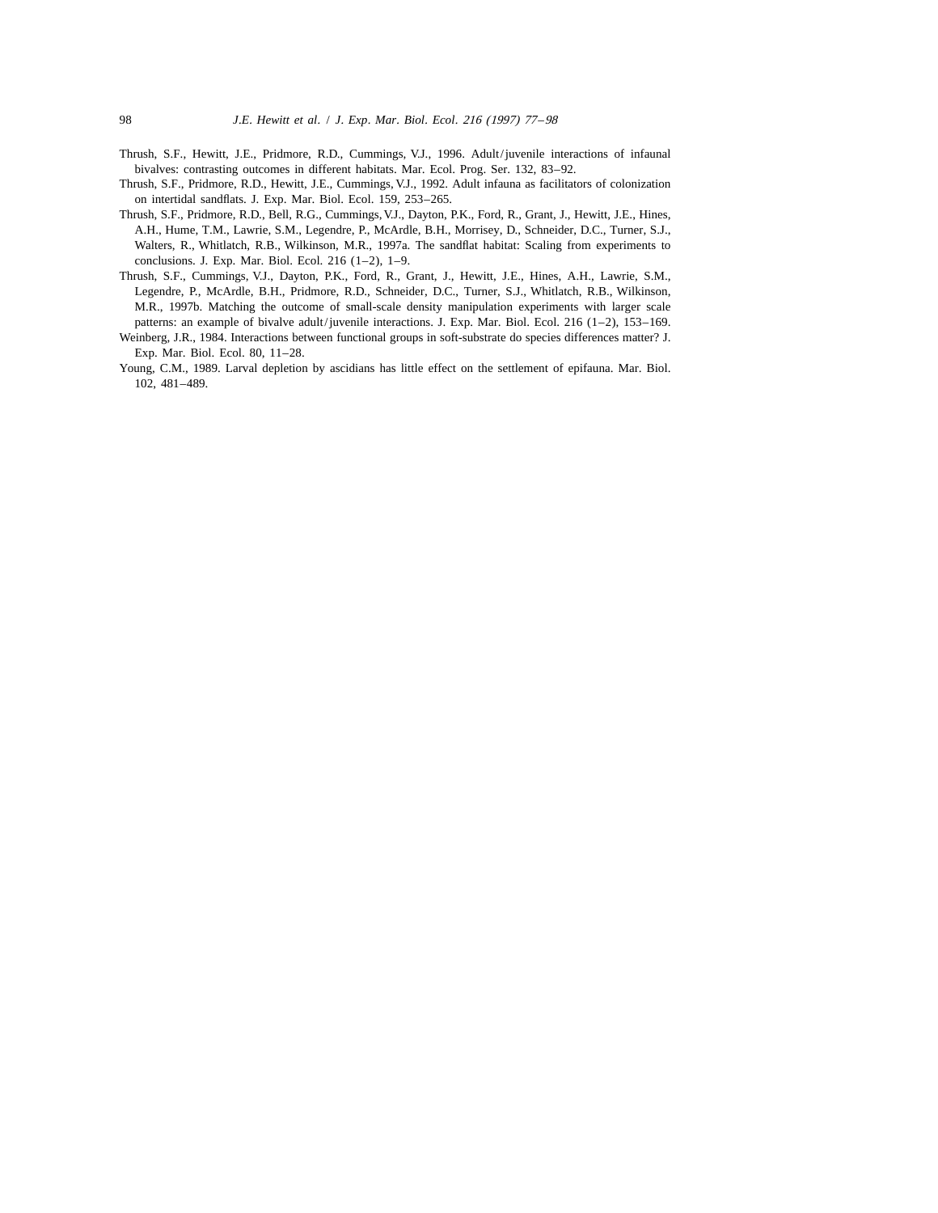Thrush, S.F., Hewitt, J.E., Pridmore, R.D., Cummings, V.J., 1996. Adult/juvenile interactions of infaunal bivalves: contrasting outcomes in different habitats. Mar. Ecol. Prog. Ser. 132, 83–92.

Thrush, S.F., Pridmore, R.D., Hewitt, J.E., Cummings, V.J., 1992. Adult infauna as facilitators of colonization on intertidal sandflats. J. Exp. Mar. Biol. Ecol. 159, 253–265.

Thrush, S.F., Pridmore, R.D., Bell, R.G., Cummings, V.J., Dayton, P.K., Ford, R., Grant, J., Hewitt, J.E., Hines, A.H., Hume, T.M., Lawrie, S.M., Legendre, P., McArdle, B.H., Morrisey, D., Schneider, D.C., Turner, S.J., Walters, R., Whitlatch, R.B., Wilkinson, M.R., 1997a. The sandflat habitat: Scaling from experiments to conclusions. J. Exp. Mar. Biol. Ecol. 216 (1–2), 1–9.

Thrush, S.F., Cummings, V.J., Dayton, P.K., Ford, R., Grant, J., Hewitt, J.E., Hines, A.H., Lawrie, S.M., Legendre, P., McArdle, B.H., Pridmore, R.D., Schneider, D.C., Turner, S.J., Whitlatch, R.B., Wilkinson, M.R., 1997b. Matching the outcome of small-scale density manipulation experiments with larger scale patterns: an example of bivalve adult/juvenile interactions. J. Exp. Mar. Biol. Ecol. 216 (1–2), 153–169.

Weinberg, J.R., 1984. Interactions between functional groups in soft-substrate do species differences matter? J. Exp. Mar. Biol. Ecol. 80, 11–28.

Young, C.M., 1989. Larval depletion by ascidians has little effect on the settlement of epifauna. Mar. Biol. 102, 481–489.